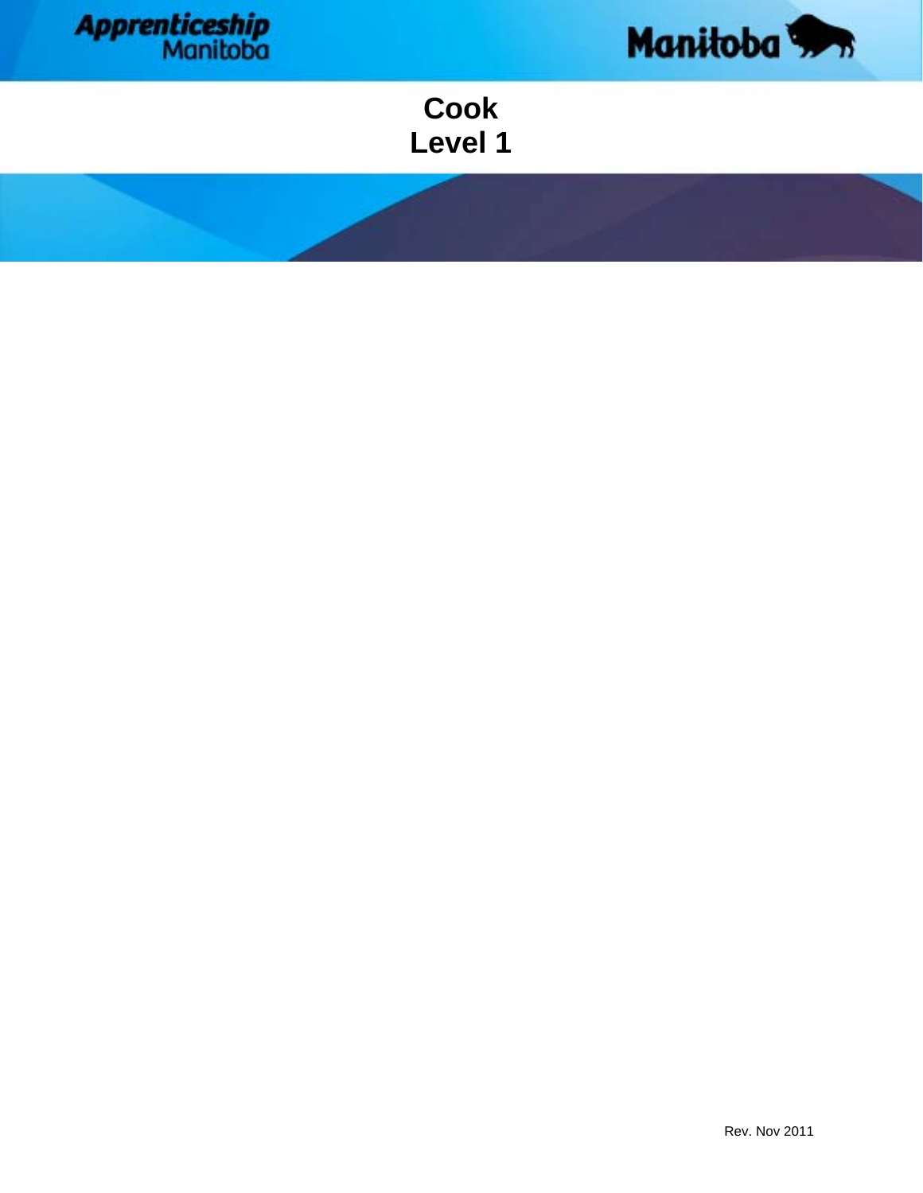Apprenticeship Manitoba

Manitoba

# Cook
# Level 1

Rev. Nov 2011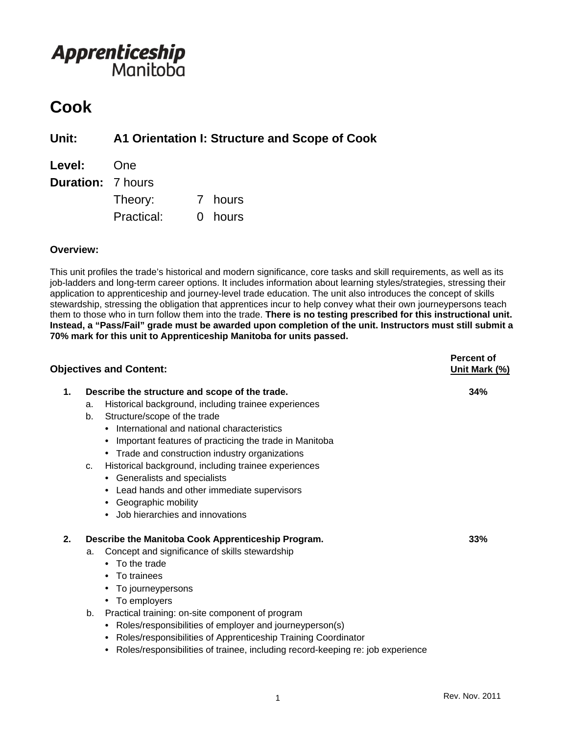**Apprenticeship Manitoba**

# Cook

## Unit: A1 Orientation I: Structure and Scope of Cook

**Level:** One

**Duration:** 7 hours

Theory: 7 hours

Practical: 0 hours

**Overview:**

This unit profiles the trade's historical and modern significance, core tasks and skill requirements, as well as its job-ladders and long-term career options. It includes information about learning styles/strategies, stressing their application to apprenticeship and journey-level trade education. The unit also introduces the concept of skills stewardship, stressing the obligation that apprentices incur to help convey what their own journeypersons teach them to those who in turn follow them into the trade. **There is no testing prescribed for this instructional unit. Instead, a "Pass/Fail" grade must be awarded upon completion of the unit. Instructors must still submit a 70% mark for this unit to Apprenticeship Manitoba for units passed.**

| **Objectives and Content:** | **Percent of Unit Mark (%)** |
|---|---|
| **1. Describe the structure and scope of the trade.** | **34%** |
| **2. Describe the Manitoba Cook Apprenticeship Program.** | **33%** |

**1. Describe the structure and scope of the trade.** — **34%**

a. Historical background, including trainee experiences

b. Structure/scope of the trade
   - International and national characteristics
   - Important features of practicing the trade in Manitoba
   - Trade and construction industry organizations

c. Historical background, including trainee experiences
   - Generalists and specialists
   - Lead hands and other immediate supervisors
   - Geographic mobility
   - Job hierarchies and innovations

**2. Describe the Manitoba Cook Apprenticeship Program.** — **33%**

a. Concept and significance of skills stewardship
   - To the trade
   - To trainees
   - To journeypersons
   - To employers

b. Practical training: on-site component of program
   - Roles/responsibilities of employer and journeyperson(s)
   - Roles/responsibilities of Apprenticeship Training Coordinator
   - Roles/responsibilities of trainee, including record-keeping re: job experience

Rev. Nov. 2011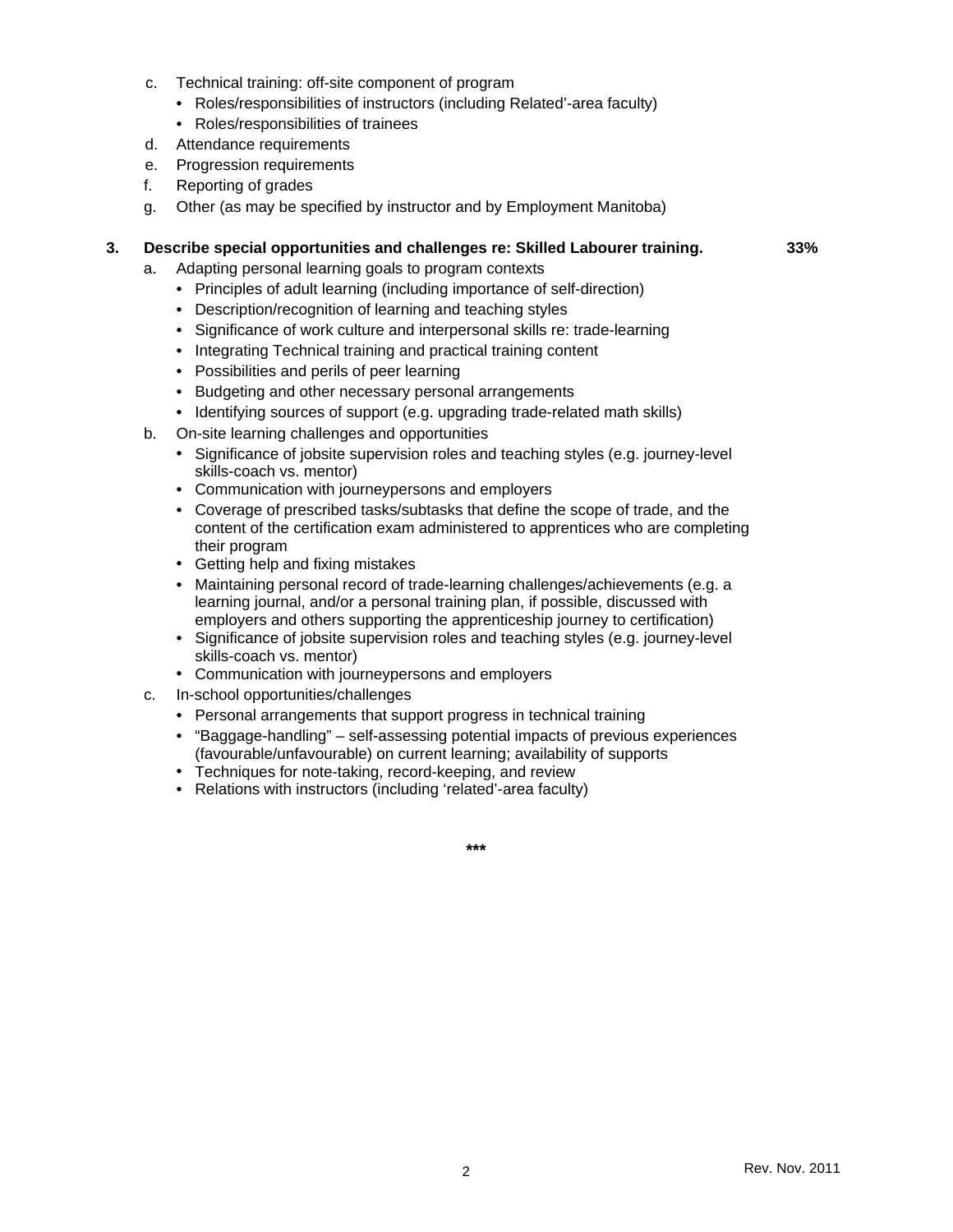c. Technical training: off-site component of program
   - Roles/responsibilities of instructors (including Related'-area faculty)
   - Roles/responsibilities of trainees

d. Attendance requirements

e. Progression requirements

f. Reporting of grades

g. Other (as may be specified by instructor and by Employment Manitoba)

**3. Describe special opportunities and challenges re: Skilled Labourer training. 33%**

a. Adapting personal learning goals to program contexts
   - Principles of adult learning (including importance of self-direction)
   - Description/recognition of learning and teaching styles
   - Significance of work culture and interpersonal skills re: trade-learning
   - Integrating Technical training and practical training content
   - Possibilities and perils of peer learning
   - Budgeting and other necessary personal arrangements
   - Identifying sources of support (e.g. upgrading trade-related math skills)

b. On-site learning challenges and opportunities
   - Significance of jobsite supervision roles and teaching styles (e.g. journey-level skills-coach vs. mentor)
   - Communication with journeypersons and employers
   - Coverage of prescribed tasks/subtasks that define the scope of trade, and the content of the certification exam administered to apprentices who are completing their program
   - Getting help and fixing mistakes
   - Maintaining personal record of trade-learning challenges/achievements (e.g. a learning journal, and/or a personal training plan, if possible, discussed with employers and others supporting the apprenticeship journey to certification)
   - Significance of jobsite supervision roles and teaching styles (e.g. journey-level skills-coach vs. mentor)
   - Communication with journeypersons and employers

c. In-school opportunities/challenges
   - Personal arrangements that support progress in technical training
   - "Baggage-handling" – self-assessing potential impacts of previous experiences (favourable/unfavourable) on current learning; availability of supports
   - Techniques for note-taking, record-keeping, and review
   - Relations with instructors (including 'related'-area faculty)

\*\*\*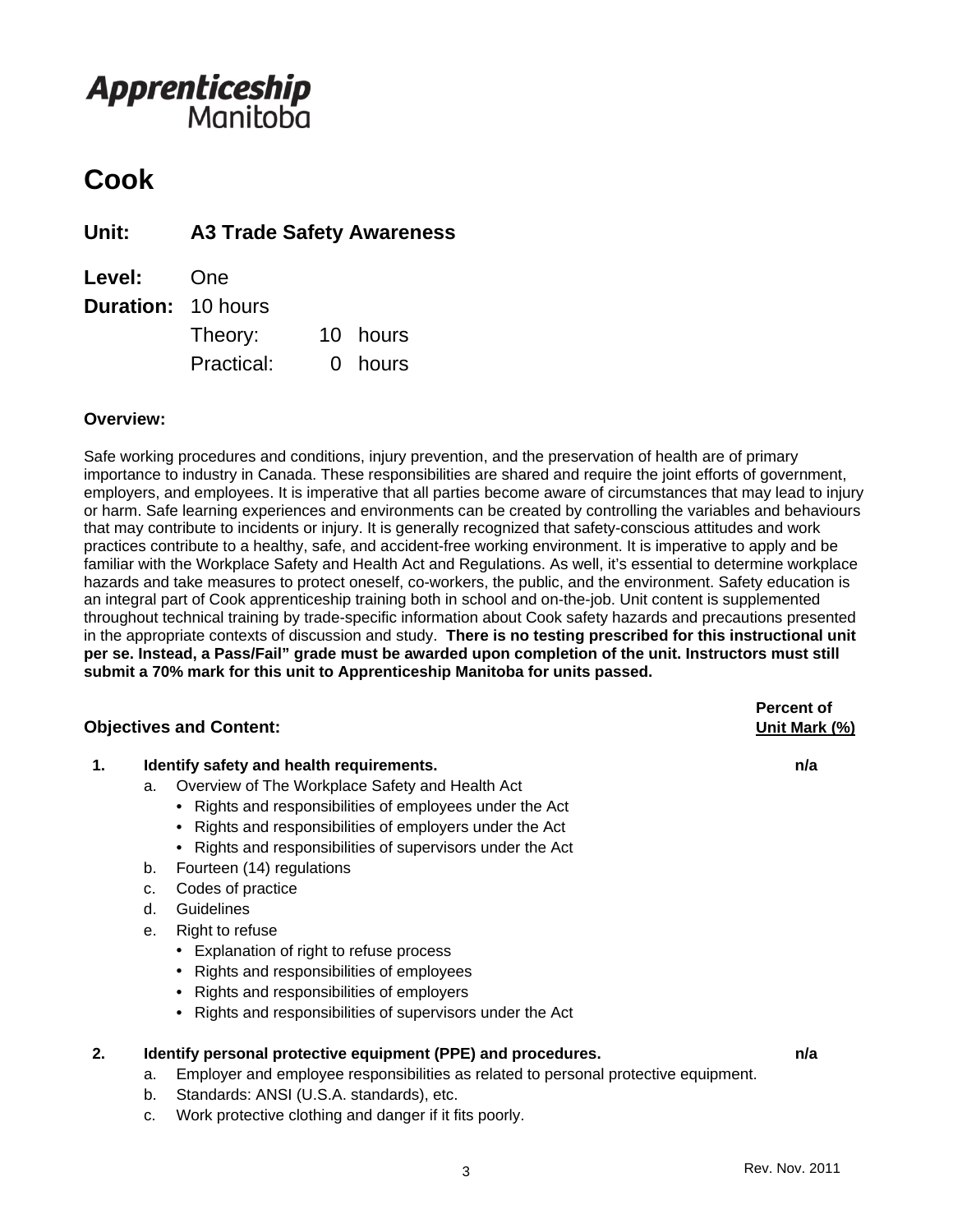**Apprenticeship Manitoba**

# Cook

## Unit: A3 Trade Safety Awareness

**Level:** One
**Duration:** 10 hours
Theory: 10 hours
Practical: 0 hours

**Overview:**

Safe working procedures and conditions, injury prevention, and the preservation of health are of primary importance to industry in Canada. These responsibilities are shared and require the joint efforts of government, employers, and employees. It is imperative that all parties become aware of circumstances that may lead to injury or harm. Safe learning experiences and environments can be created by controlling the variables and behaviours that may contribute to incidents or injury. It is generally recognized that safety-conscious attitudes and work practices contribute to a healthy, safe, and accident-free working environment. It is imperative to apply and be familiar with the Workplace Safety and Health Act and Regulations. As well, it's essential to determine workplace hazards and take measures to protect oneself, co-workers, the public, and the environment. Safety education is an integral part of Cook apprenticeship training both in school and on-the-job. Unit content is supplemented throughout technical training by trade-specific information about Cook safety hazards and precautions presented in the appropriate contexts of discussion and study. **There is no testing prescribed for this instructional unit per se. Instead, a Pass/Fail" grade must be awarded upon completion of the unit. Instructors must still submit a 70% mark for this unit to Apprenticeship Manitoba for units passed.**

| **Objectives and Content:** | **Percent of Unit Mark (%)** |
|---|---|
| **1. Identify safety and health requirements.** | **n/a** |
| **2. Identify personal protective equipment (PPE) and procedures.** | **n/a** |

**1. Identify safety and health requirements.** — **n/a**

a. Overview of The Workplace Safety and Health Act
   - Rights and responsibilities of employees under the Act
   - Rights and responsibilities of employers under the Act
   - Rights and responsibilities of supervisors under the Act

b. Fourteen (14) regulations

c. Codes of practice

d. Guidelines

e. Right to refuse
   - Explanation of right to refuse process
   - Rights and responsibilities of employees
   - Rights and responsibilities of employers
   - Rights and responsibilities of supervisors under the Act

**2. Identify personal protective equipment (PPE) and procedures.** — **n/a**

a. Employer and employee responsibilities as related to personal protective equipment.

b. Standards: ANSI (U.S.A. standards), etc.

c. Work protective clothing and danger if it fits poorly.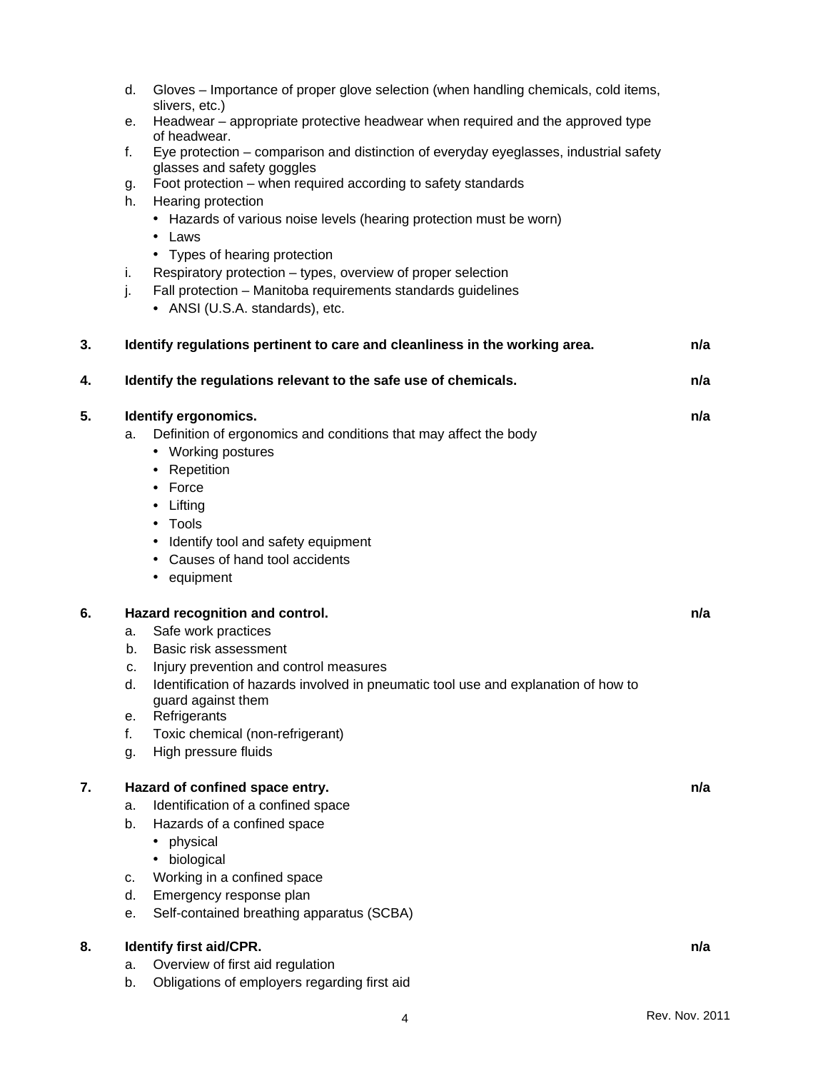d. Gloves – Importance of proper glove selection (when handling chemicals, cold items, slivers, etc.)
e. Headwear – appropriate protective headwear when required and the approved type of headwear.
f. Eye protection – comparison and distinction of everyday eyeglasses, industrial safety glasses and safety goggles
g. Foot protection – when required according to safety standards
h. Hearing protection
   - Hazards of various noise levels (hearing protection must be worn)
   - Laws
   - Types of hearing protection
i. Respiratory protection – types, overview of proper selection
j. Fall protection – Manitoba requirements standards guidelines
   - ANSI (U.S.A. standards), etc.

**3. Identify regulations pertinent to care and cleanliness in the working area.** **n/a**

**4. Identify the regulations relevant to the safe use of chemicals.** **n/a**

**5. Identify ergonomics.** **n/a**

a. Definition of ergonomics and conditions that may affect the body
   - Working postures
   - Repetition
   - Force
   - Lifting
   - Tools
   - Identify tool and safety equipment
   - Causes of hand tool accidents
   - equipment

**6. Hazard recognition and control.** **n/a**

a. Safe work practices
b. Basic risk assessment
c. Injury prevention and control measures
d. Identification of hazards involved in pneumatic tool use and explanation of how to guard against them
e. Refrigerants
f. Toxic chemical (non-refrigerant)
g. High pressure fluids

**7. Hazard of confined space entry.** **n/a**

a. Identification of a confined space
b. Hazards of a confined space
   - physical
   - biological
c. Working in a confined space
d. Emergency response plan
e. Self-contained breathing apparatus (SCBA)

**8. Identify first aid/CPR.** **n/a**

a. Overview of first aid regulation
b. Obligations of employers regarding first aid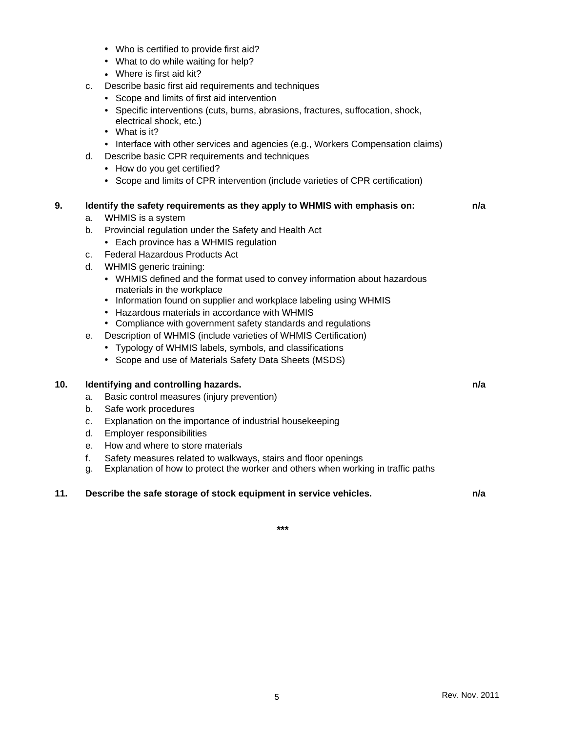- Who is certified to provide first aid?
- What to do while waiting for help?
- Where is first aid kit?

c. Describe basic first aid requirements and techniques
   - Scope and limits of first aid intervention
   - Specific interventions (cuts, burns, abrasions, fractures, suffocation, shock, electrical shock, etc.)
   - What is it?
   - Interface with other services and agencies (e.g., Workers Compensation claims)

d. Describe basic CPR requirements and techniques
   - How do you get certified?
   - Scope and limits of CPR intervention (include varieties of CPR certification)

**9. Identify the safety requirements as they apply to WHMIS with emphasis on: n/a**

a. WHMIS is a system

b. Provincial regulation under the Safety and Health Act
   - Each province has a WHMIS regulation

c. Federal Hazardous Products Act

d. WHMIS generic training:
   - WHMIS defined and the format used to convey information about hazardous materials in the workplace
   - Information found on supplier and workplace labeling using WHMIS
   - Hazardous materials in accordance with WHMIS
   - Compliance with government safety standards and regulations

e. Description of WHMIS (include varieties of WHMIS Certification)
   - Typology of WHMIS labels, symbols, and classifications
   - Scope and use of Materials Safety Data Sheets (MSDS)

**10. Identifying and controlling hazards. n/a**

a. Basic control measures (injury prevention)

b. Safe work procedures

c. Explanation on the importance of industrial housekeeping

d. Employer responsibilities

e. How and where to store materials

f. Safety measures related to walkways, stairs and floor openings

g. Explanation of how to protect the worker and others when working in traffic paths

**11. Describe the safe storage of stock equipment in service vehicles. n/a**

***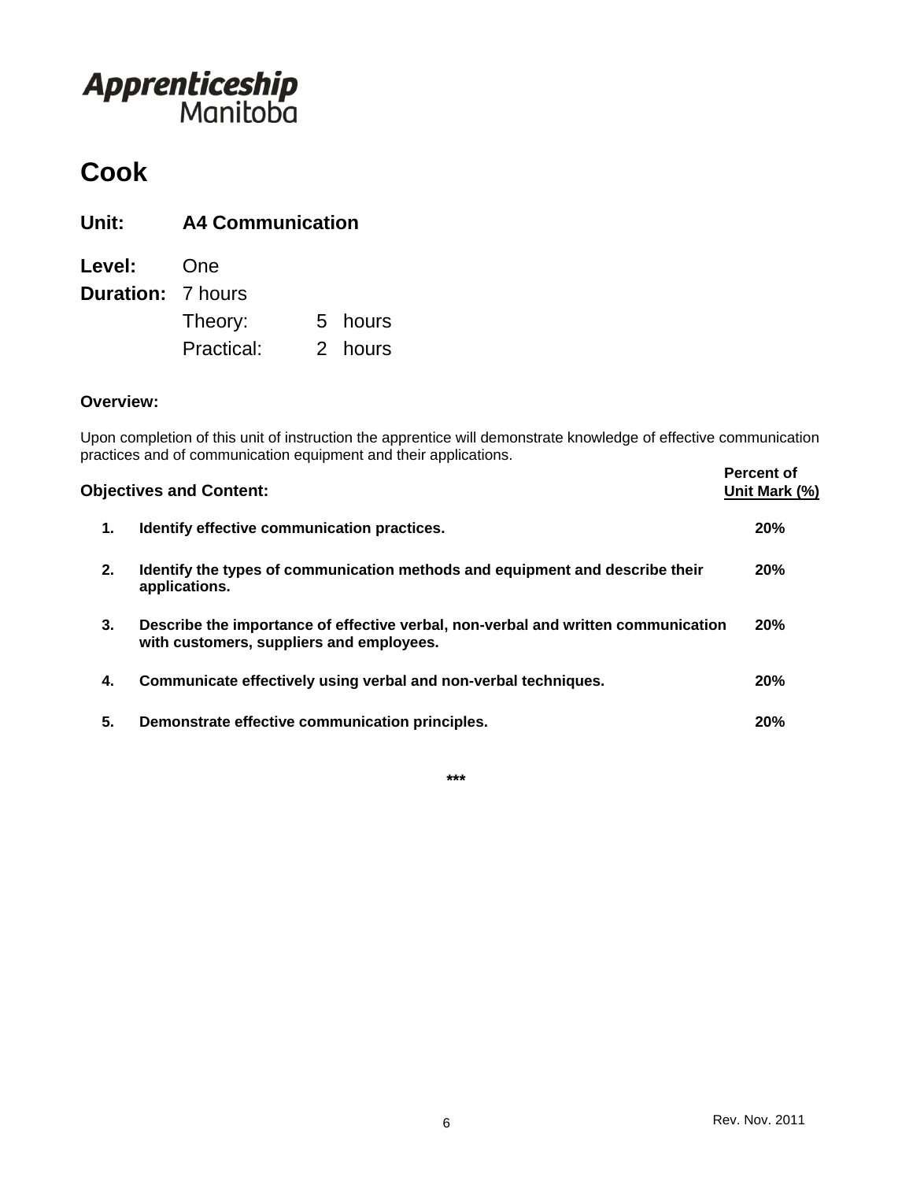Apprenticeship
Manitoba

# Cook

## Unit: A4 Communication

**Level:** One

**Duration:** 7 hours

| | | |
|---|---|---|
| Theory: | 5 | hours |
| Practical: | 2 | hours |

**Overview:**

Upon completion of this unit of instruction the apprentice will demonstrate knowledge of effective communication practices and of communication equipment and their applications.

| | **Objectives and Content:** | **Percent of Unit Mark (%)** |
|---|---|---|
| **1.** | **Identify effective communication practices.** | **20%** |
| **2.** | **Identify the types of communication methods and equipment and describe their applications.** | **20%** |
| **3.** | **Describe the importance of effective verbal, non-verbal and written communication with customers, suppliers and employees.** | **20%** |
| **4.** | **Communicate effectively using verbal and non-verbal techniques.** | **20%** |
| **5.** | **Demonstrate effective communication principles.** | **20%** |

***

Rev. Nov. 2011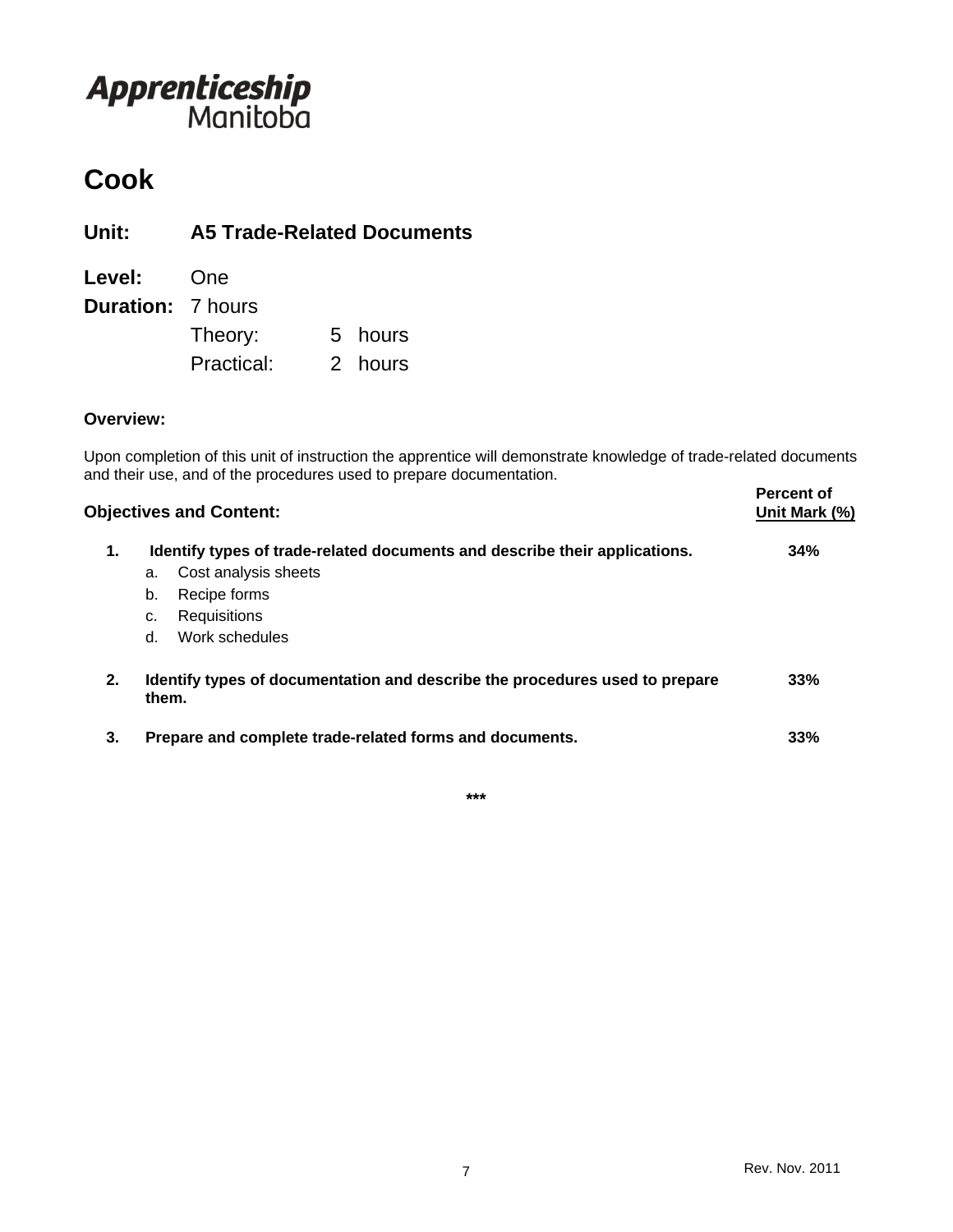Apprenticeship Manitoba

# Cook

## Unit: A5 Trade-Related Documents

**Level:** One

**Duration:** 7 hours

Theory: 5 hours

Practical: 2 hours

**Overview:**

Upon completion of this unit of instruction the apprentice will demonstrate knowledge of trade-related documents and their use, and of the procedures used to prepare documentation.

| **Objectives and Content:** | **Percent of Unit Mark (%)** |
|---|---|
| **1. Identify types of trade-related documents and describe their applications.**<br>a. Cost analysis sheets<br>b. Recipe forms<br>c. Requisitions<br>d. Work schedules | **34%** |
| **2. Identify types of documentation and describe the procedures used to prepare them.** | **33%** |
| **3. Prepare and complete trade-related forms and documents.** | **33%** |

***

Rev. Nov. 2011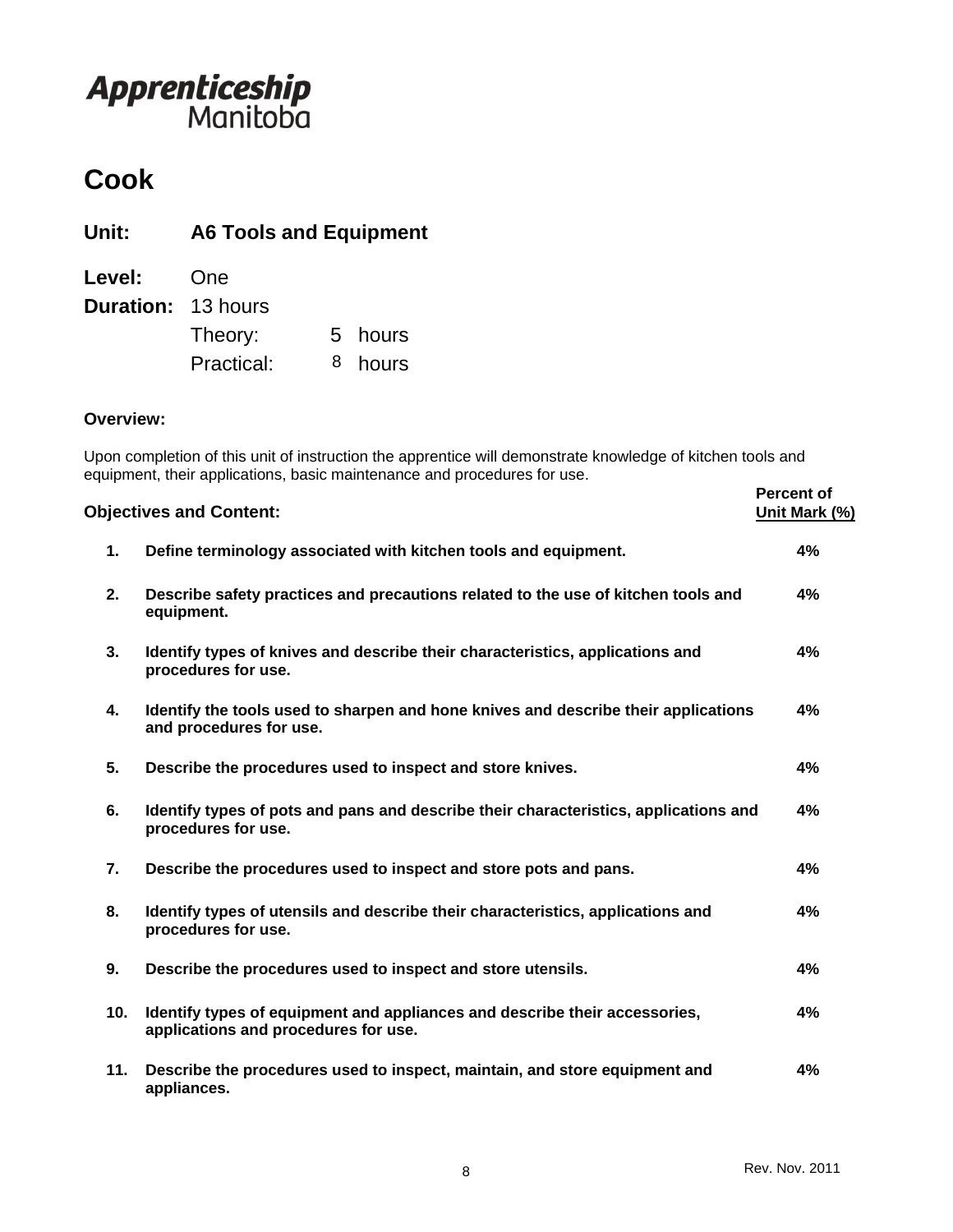Apprenticeship Manitoba

# Cook

## Unit: A6 Tools and Equipment

**Level:** One

**Duration:** 13 hours

Theory: 5 hours

Practical: 8 hours

**Overview:**

Upon completion of this unit of instruction the apprentice will demonstrate knowledge of kitchen tools and equipment, their applications, basic maintenance and procedures for use.

| | **Objectives and Content:** | **Percent of Unit Mark (%)** |
|---|---|---|
| **1.** | **Define terminology associated with kitchen tools and equipment.** | **4%** |
| **2.** | **Describe safety practices and precautions related to the use of kitchen tools and equipment.** | **4%** |
| **3.** | **Identify types of knives and describe their characteristics, applications and procedures for use.** | **4%** |
| **4.** | **Identify the tools used to sharpen and hone knives and describe their applications and procedures for use.** | **4%** |
| **5.** | **Describe the procedures used to inspect and store knives.** | **4%** |
| **6.** | **Identify types of pots and pans and describe their characteristics, applications and procedures for use.** | **4%** |
| **7.** | **Describe the procedures used to inspect and store pots and pans.** | **4%** |
| **8.** | **Identify types of utensils and describe their characteristics, applications and procedures for use.** | **4%** |
| **9.** | **Describe the procedures used to inspect and store utensils.** | **4%** |
| **10.** | **Identify types of equipment and appliances and describe their accessories, applications and procedures for use.** | **4%** |
| **11.** | **Describe the procedures used to inspect, maintain, and store equipment and appliances.** | **4%** |

Rev. Nov. 2011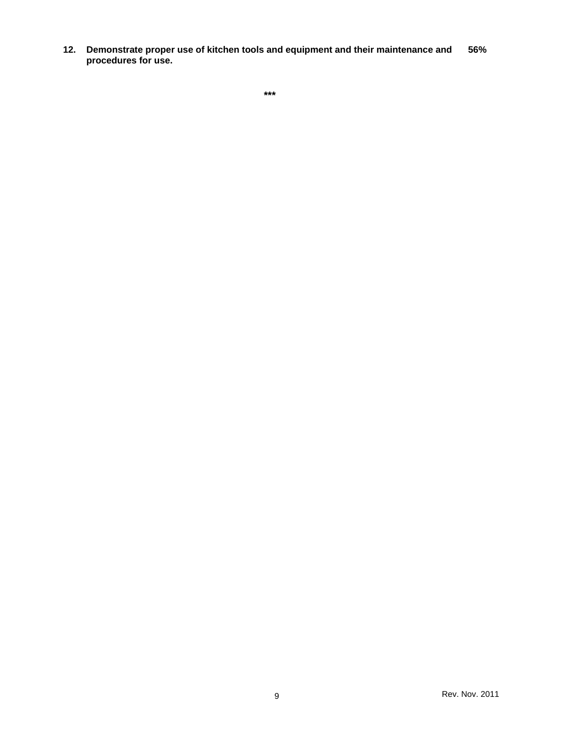**12. Demonstrate proper use of kitchen tools and equipment and their maintenance and procedures for use.** **56%**

***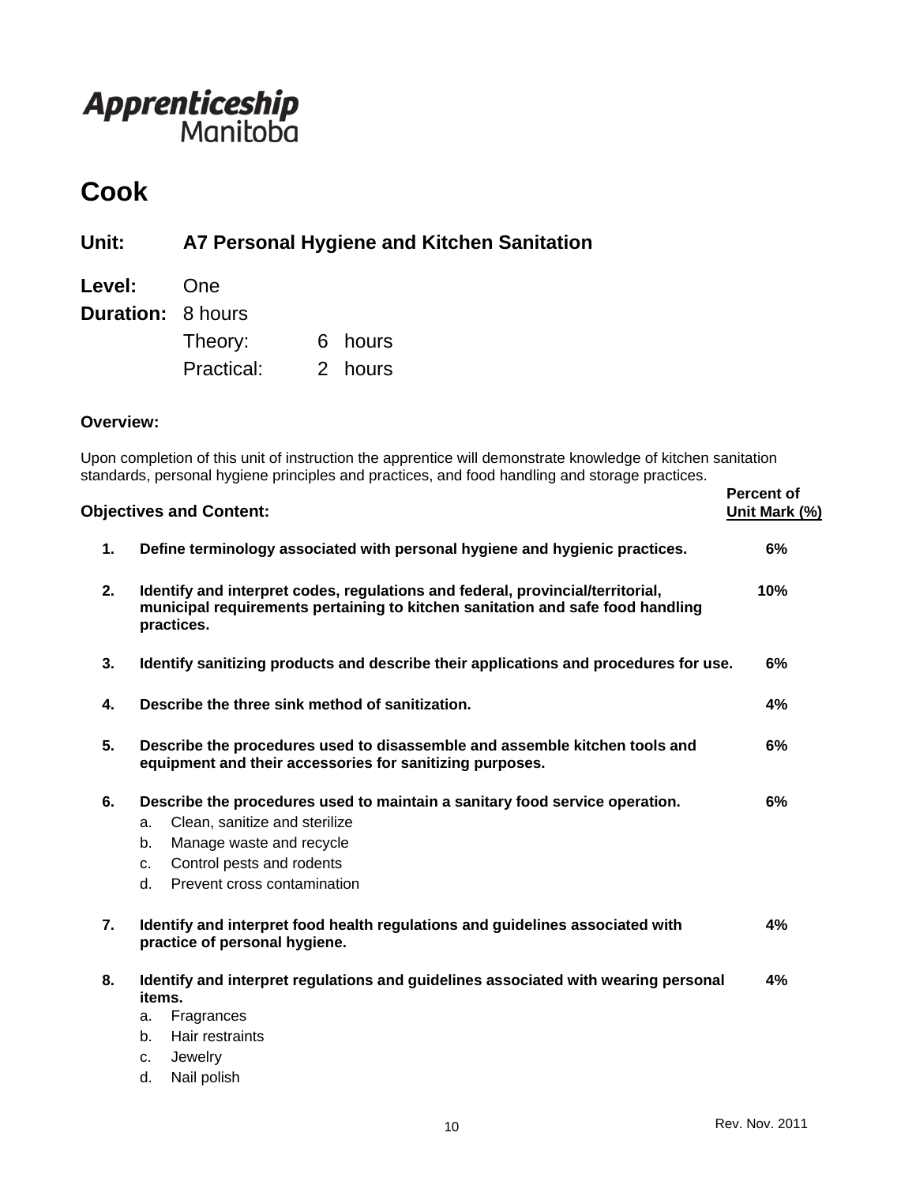Apprenticeship Manitoba

# Cook

## Unit: A7 Personal Hygiene and Kitchen Sanitation

**Level:** One

**Duration:** 8 hours

Theory: 6 hours

Practical: 2 hours

**Overview:**

Upon completion of this unit of instruction the apprentice will demonstrate knowledge of kitchen sanitation standards, personal hygiene principles and practices, and food handling and storage practices.

| | Objectives and Content: | Percent of Unit Mark (%) |
|---|---|---|
| 1. | **Define terminology associated with personal hygiene and hygienic practices.** | **6%** |
| 2. | **Identify and interpret codes, regulations and federal, provincial/territorial, municipal requirements pertaining to kitchen sanitation and safe food handling practices.** | **10%** |
| 3. | **Identify sanitizing products and describe their applications and procedures for use.** | **6%** |
| 4. | **Describe the three sink method of sanitization.** | **4%** |
| 5. | **Describe the procedures used to disassemble and assemble kitchen tools and equipment and their accessories for sanitizing purposes.** | **6%** |
| 6. | **Describe the procedures used to maintain a sanitary food service operation.**<br>a. Clean, sanitize and sterilize<br>b. Manage waste and recycle<br>c. Control pests and rodents<br>d. Prevent cross contamination | **6%** |
| 7. | **Identify and interpret food health regulations and guidelines associated with practice of personal hygiene.** | **4%** |
| 8. | **Identify and interpret regulations and guidelines associated with wearing personal items.**<br>a. Fragrances<br>b. Hair restraints<br>c. Jewelry<br>d. Nail polish | **4%** |

Rev. Nov. 2011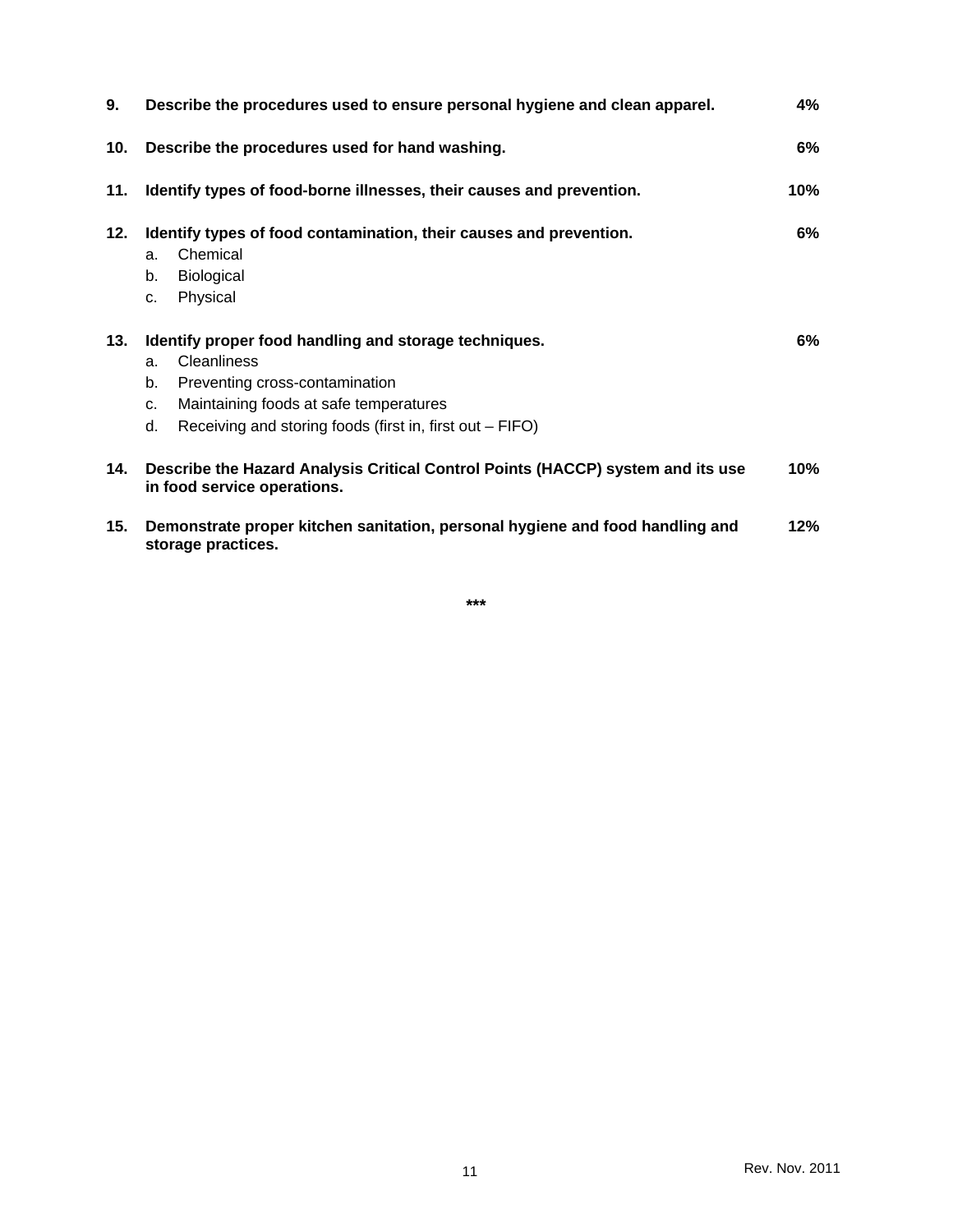**9.** **Describe the procedures used to ensure personal hygiene and clean apparel.** **4%**

**10.** **Describe the procedures used for hand washing.** **6%**

**11.** **Identify types of food-borne illnesses, their causes and prevention.** **10%**

**12.** **Identify types of food contamination, their causes and prevention.** **6%**

a. Chemical
b. Biological
c. Physical

**13.** **Identify proper food handling and storage techniques.** **6%**

a. Cleanliness
b. Preventing cross-contamination
c. Maintaining foods at safe temperatures
d. Receiving and storing foods (first in, first out – FIFO)

**14.** **Describe the Hazard Analysis Critical Control Points (HACCP) system and its use in food service operations.** **10%**

**15.** **Demonstrate proper kitchen sanitation, personal hygiene and food handling and storage practices.** **12%**

***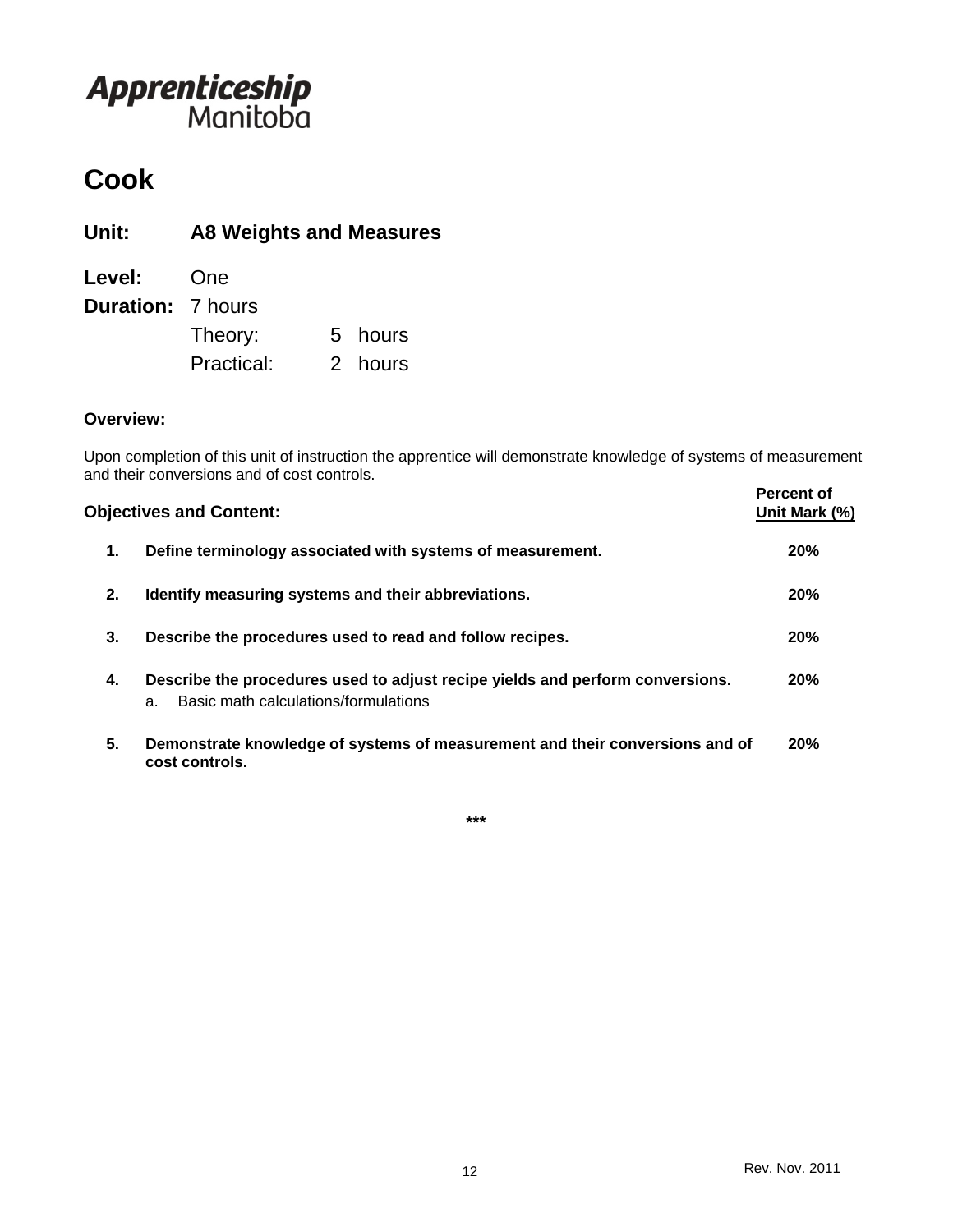Apprenticeship Manitoba

# Cook

## Unit: A8 Weights and Measures

**Level:** One

**Duration:** 7 hours

| | | |
|---|---|---|
| Theory: | 5 | hours |
| Practical: | 2 | hours |

**Overview:**

Upon completion of this unit of instruction the apprentice will demonstrate knowledge of systems of measurement and their conversions and of cost controls.

| **Objectives and Content:** | **Percent of Unit Mark (%)** |
|---|---|
| **1. Define terminology associated with systems of measurement.** | **20%** |
| **2. Identify measuring systems and their abbreviations.** | **20%** |
| **3. Describe the procedures used to read and follow recipes.** | **20%** |
| **4. Describe the procedures used to adjust recipe yields and perform conversions.**<br>a. Basic math calculations/formulations | **20%** |
| **5. Demonstrate knowledge of systems of measurement and their conversions and of cost controls.** | **20%** |

***

Rev. Nov. 2011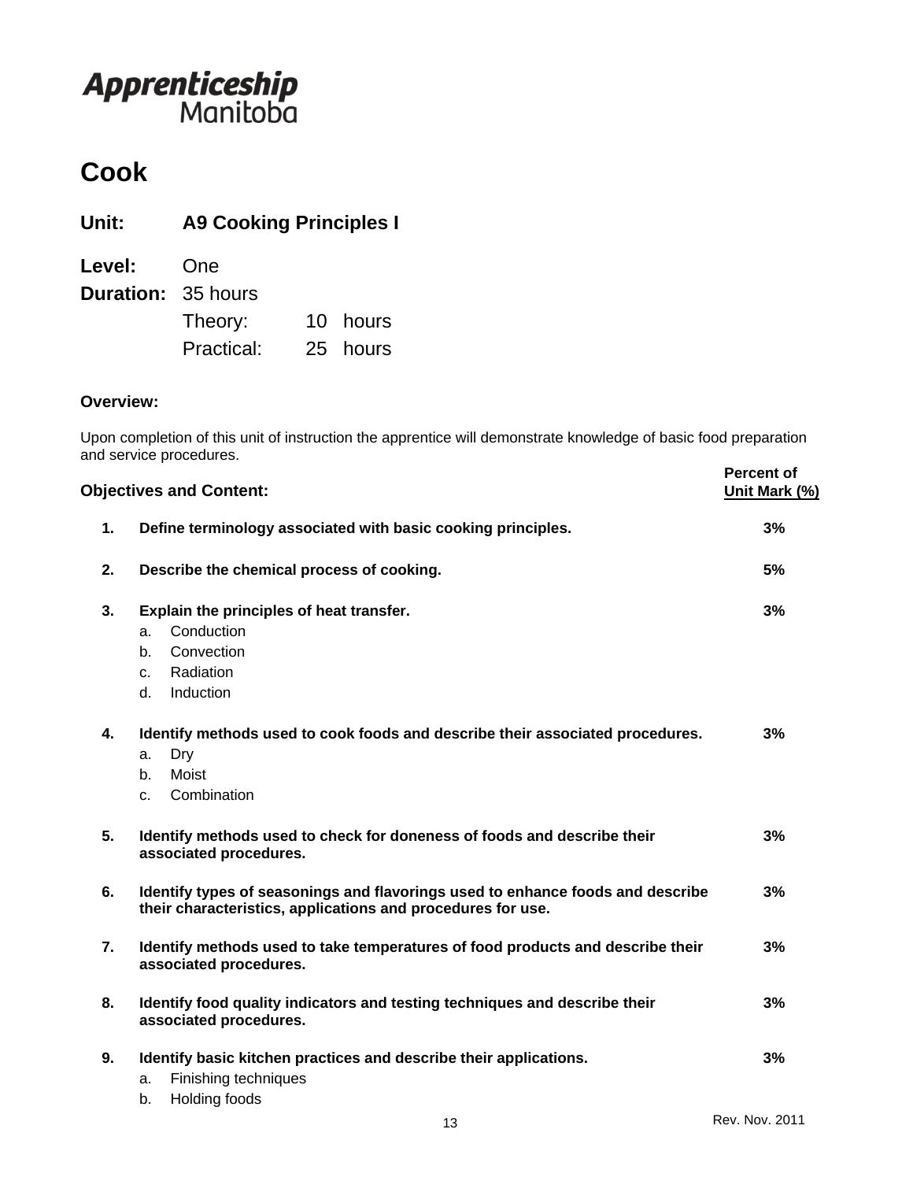**Apprenticeship** Manitoba

# Cook

## Unit: A9 Cooking Principles I

**Level:** One
**Duration:** 35 hours
Theory: 10 hours
Practical: 25 hours

**Overview:**

Upon completion of this unit of instruction the apprentice will demonstrate knowledge of basic food preparation and service procedures.

| Objectives and Content: | Percent of Unit Mark (%) |
|---|---|
| **1. Define terminology associated with basic cooking principles.** | **3%** |
| **2. Describe the chemical process of cooking.** | **5%** |
| **3. Explain the principles of heat transfer.**<br>a. Conduction<br>b. Convection<br>c. Radiation<br>d. Induction | **3%** |
| **4. Identify methods used to cook foods and describe their associated procedures.**<br>a. Dry<br>b. Moist<br>c. Combination | **3%** |
| **5. Identify methods used to check for doneness of foods and describe their associated procedures.** | **3%** |
| **6. Identify types of seasonings and flavorings used to enhance foods and describe their characteristics, applications and procedures for use.** | **3%** |
| **7. Identify methods used to take temperatures of food products and describe their associated procedures.** | **3%** |
| **8. Identify food quality indicators and testing techniques and describe their associated procedures.** | **3%** |
| **9. Identify basic kitchen practices and describe their applications.**<br>a. Finishing techniques<br>b. Holding foods | **3%** |

Rev. Nov. 2011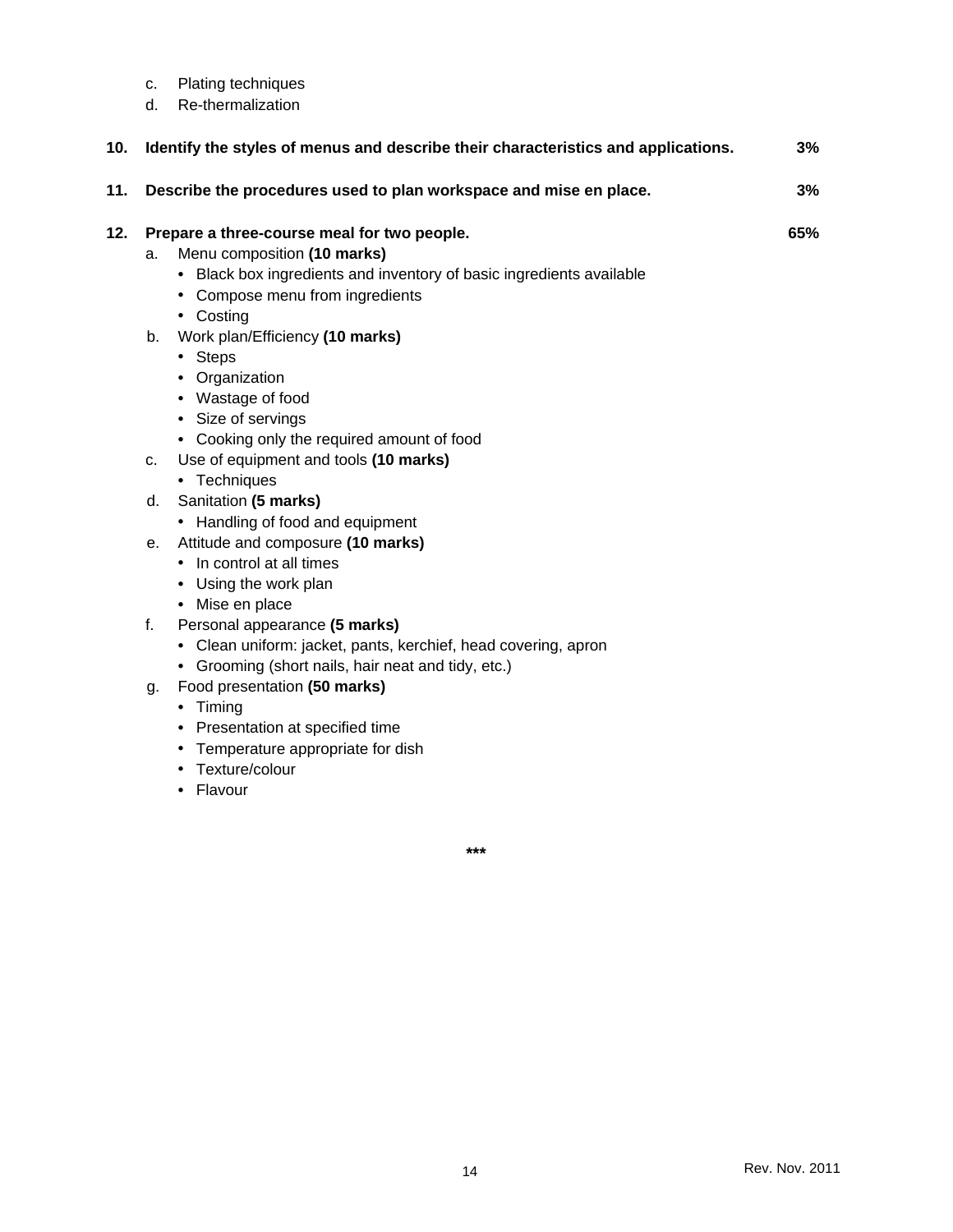c. Plating techniques
d. Re-thermalization

**10. Identify the styles of menus and describe their characteristics and applications. 3%**

**11. Describe the procedures used to plan workspace and mise en place. 3%**

**12. Prepare a three-course meal for two people. 65%**

a. Menu composition **(10 marks)**
   - Black box ingredients and inventory of basic ingredients available
   - Compose menu from ingredients
   - Costing

b. Work plan/Efficiency **(10 marks)**
   - Steps
   - Organization
   - Wastage of food
   - Size of servings
   - Cooking only the required amount of food

c. Use of equipment and tools **(10 marks)**
   - Techniques

d. Sanitation **(5 marks)**
   - Handling of food and equipment

e. Attitude and composure **(10 marks)**
   - In control at all times
   - Using the work plan
   - Mise en place

f. Personal appearance **(5 marks)**
   - Clean uniform: jacket, pants, kerchief, head covering, apron
   - Grooming (short nails, hair neat and tidy, etc.)

g. Food presentation **(50 marks)**
   - Timing
   - Presentation at specified time
   - Temperature appropriate for dish
   - Texture/colour
   - Flavour

***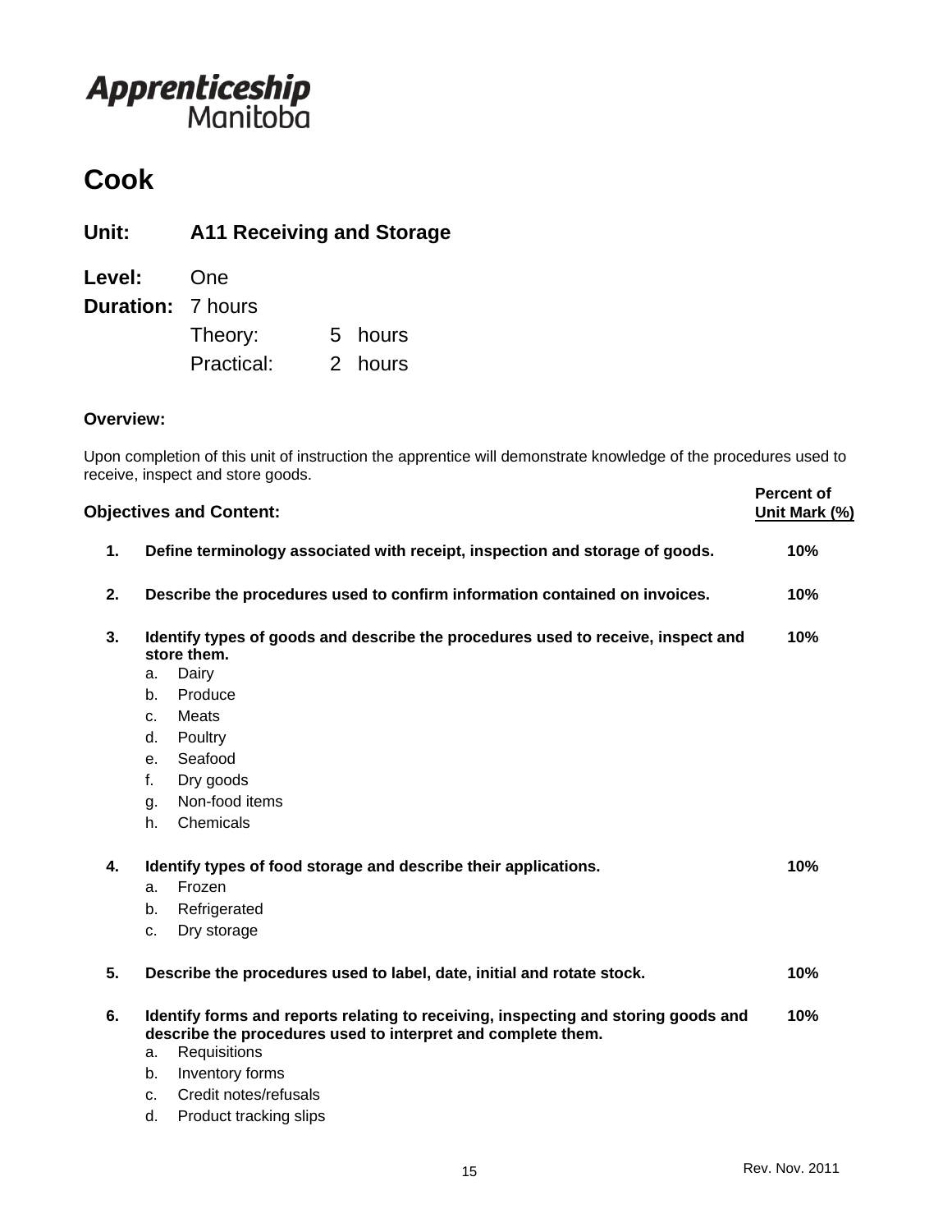Apprenticeship Manitoba

# Cook

## Unit: A11 Receiving and Storage

**Level:** One

**Duration:** 7 hours

| | | |
|---|---|---|
| Theory: | 5 | hours |
| Practical: | 2 | hours |

**Overview:**

Upon completion of this unit of instruction the apprentice will demonstrate knowledge of the procedures used to receive, inspect and store goods.

| Objectives and Content: | Percent of Unit Mark (%) |
|---|---|
| **1. Define terminology associated with receipt, inspection and storage of goods.** | **10%** |
| **2. Describe the procedures used to confirm information contained on invoices.** | **10%** |
| **3. Identify types of goods and describe the procedures used to receive, inspect and store them.** | **10%** |
| **4. Identify types of food storage and describe their applications.** | **10%** |
| **5. Describe the procedures used to label, date, initial and rotate stock.** | **10%** |
| **6. Identify forms and reports relating to receiving, inspecting and storing goods and describe the procedures used to interpret and complete them.** | **10%** |

**1. Define terminology associated with receipt, inspection and storage of goods.** — **10%**

**2. Describe the procedures used to confirm information contained on invoices.** — **10%**

**3. Identify types of goods and describe the procedures used to receive, inspect and store them.** — **10%**

a. Dairy
b. Produce
c. Meats
d. Poultry
e. Seafood
f. Dry goods
g. Non-food items
h. Chemicals

**4. Identify types of food storage and describe their applications.** — **10%**

a. Frozen
b. Refrigerated
c. Dry storage

**5. Describe the procedures used to label, date, initial and rotate stock.** — **10%**

**6. Identify forms and reports relating to receiving, inspecting and storing goods and describe the procedures used to interpret and complete them.** — **10%**

a. Requisitions
b. Inventory forms
c. Credit notes/refusals
d. Product tracking slips

Rev. Nov. 2011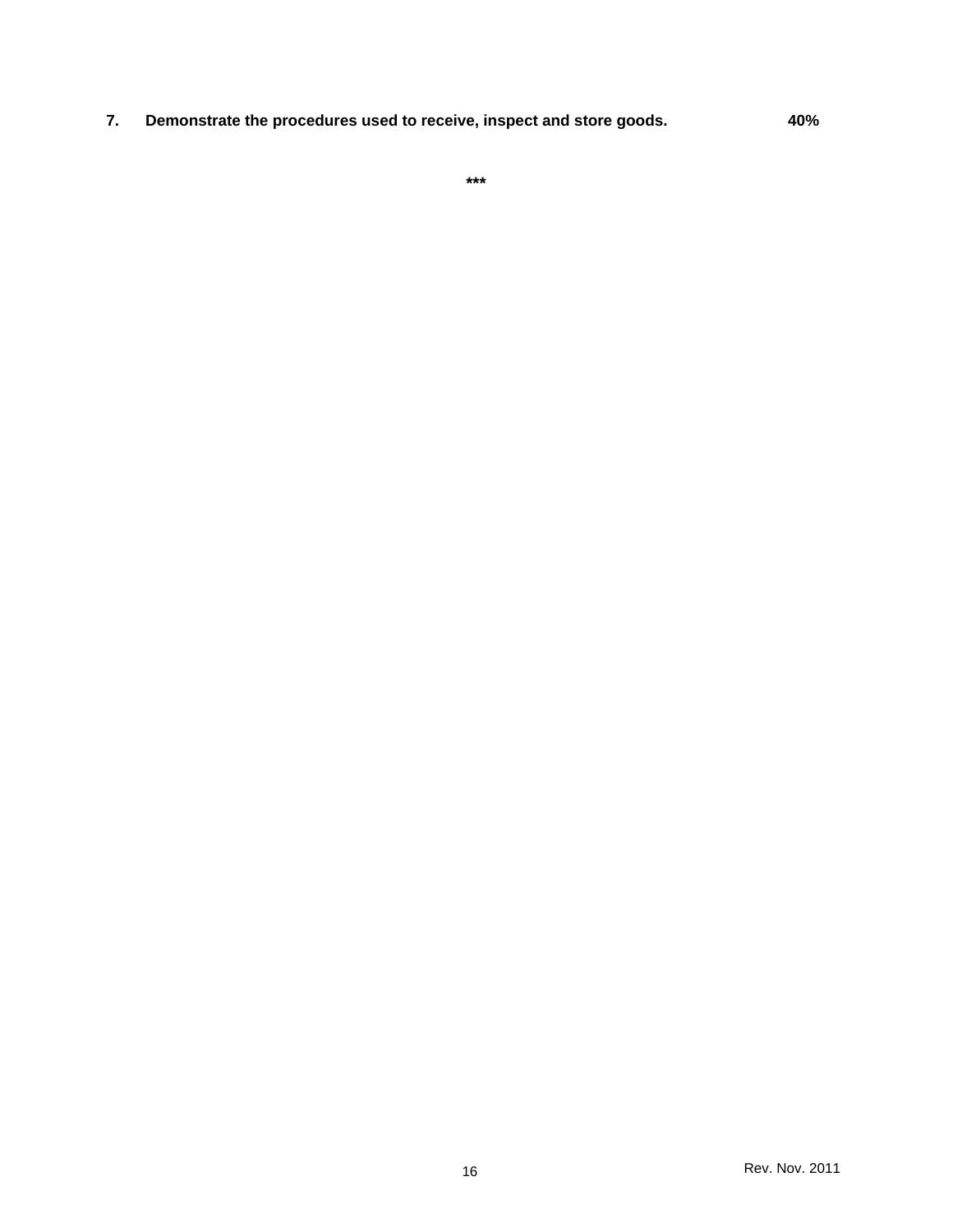**7. Demonstrate the procedures used to receive, inspect and store goods. 40%**

***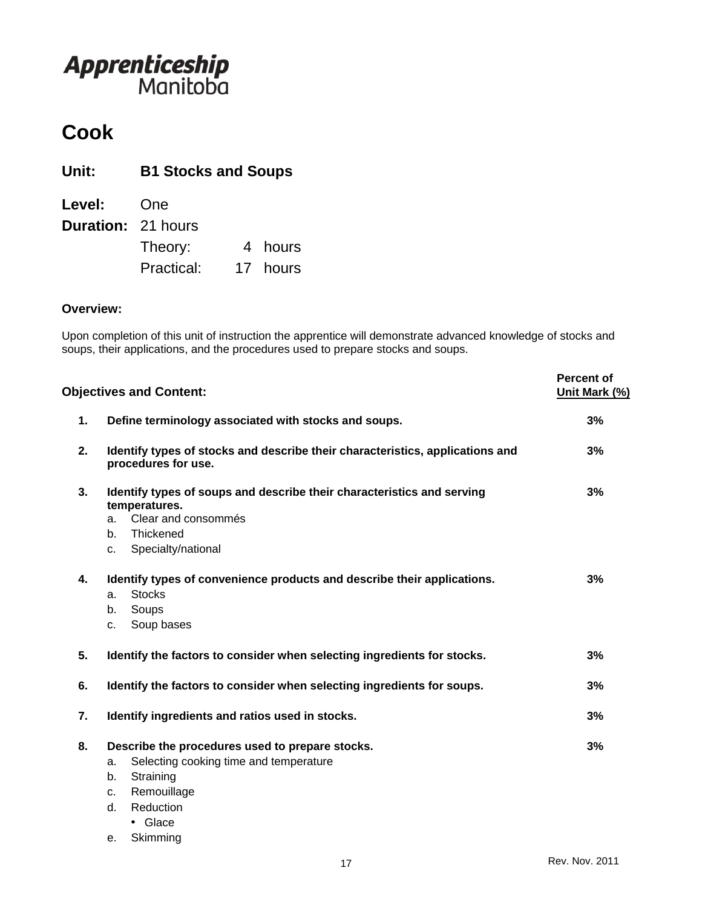**Apprenticeship Manitoba**

# Cook

## Unit: B1 Stocks and Soups

**Level:** One

**Duration:** 21 hours

Theory: 4 hours

Practical: 17 hours

### Overview:

Upon completion of this unit of instruction the apprentice will demonstrate advanced knowledge of stocks and soups, their applications, and the procedures used to prepare stocks and soups.

| | Objectives and Content: | Percent of Unit Mark (%) |
|---|---|---|
| 1. | **Define terminology associated with stocks and soups.** | 3% |
| 2. | **Identify types of stocks and describe their characteristics, applications and procedures for use.** | 3% |
| 3. | **Identify types of soups and describe their characteristics and serving temperatures.**<br>a. Clear and consommés<br>b. Thickened<br>c. Specialty/national | 3% |
| 4. | **Identify types of convenience products and describe their applications.**<br>a. Stocks<br>b. Soups<br>c. Soup bases | 3% |
| 5. | **Identify the factors to consider when selecting ingredients for stocks.** | 3% |
| 6. | **Identify the factors to consider when selecting ingredients for soups.** | 3% |
| 7. | **Identify ingredients and ratios used in stocks.** | 3% |
| 8. | **Describe the procedures used to prepare stocks.**<br>a. Selecting cooking time and temperature<br>b. Straining<br>c. Remouillage<br>d. Reduction<br>• Glace<br>e. Skimming | 3% |

Rev. Nov. 2011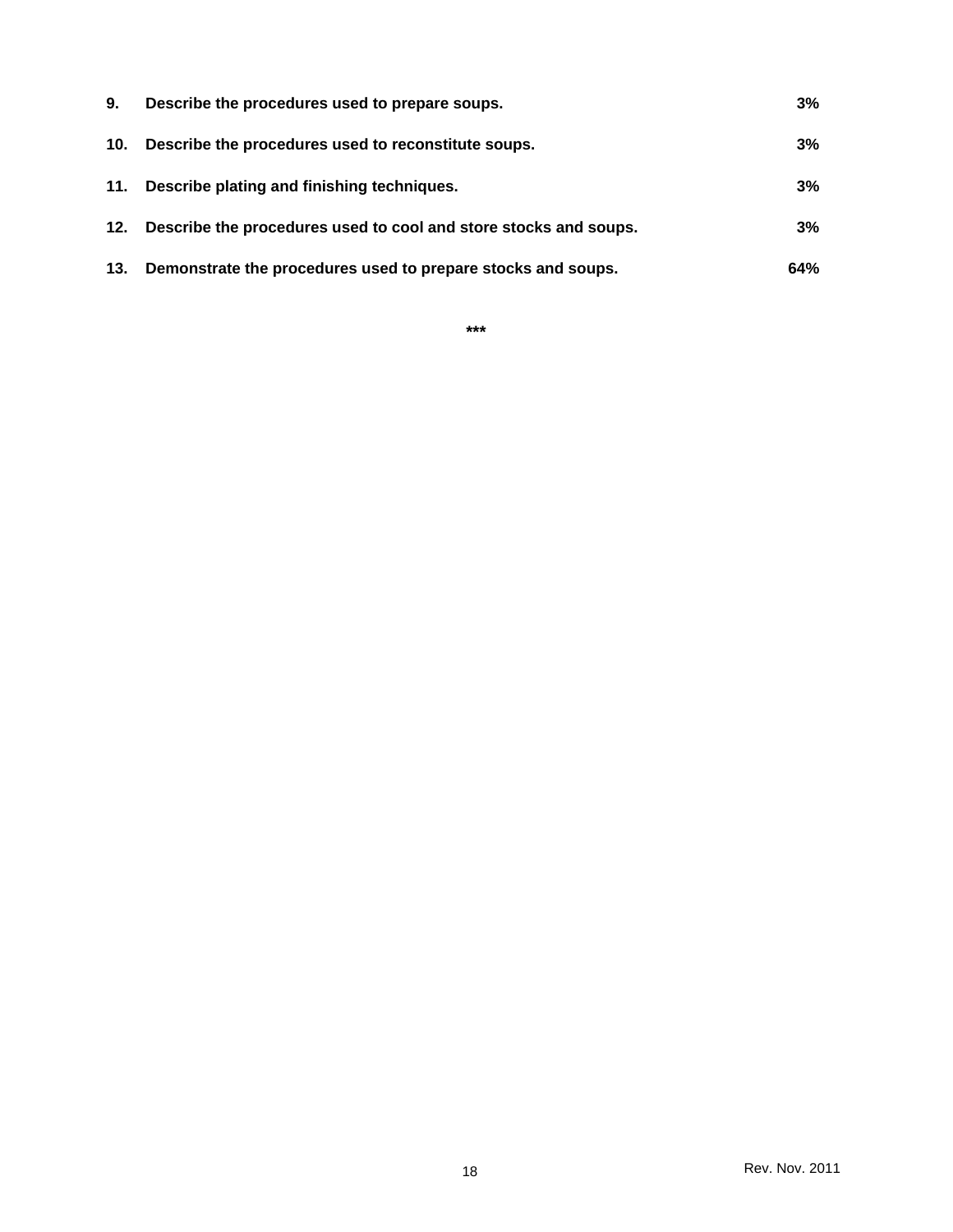| | | |
|---|---|---|
| **9.** | **Describe the procedures used to prepare soups.** | **3%** |
| **10.** | **Describe the procedures used to reconstitute soups.** | **3%** |
| **11.** | **Describe plating and finishing techniques.** | **3%** |
| **12.** | **Describe the procedures used to cool and store stocks and soups.** | **3%** |
| **13.** | **Demonstrate the procedures used to prepare stocks and soups.** | **64%** |

***

Rev. Nov. 2011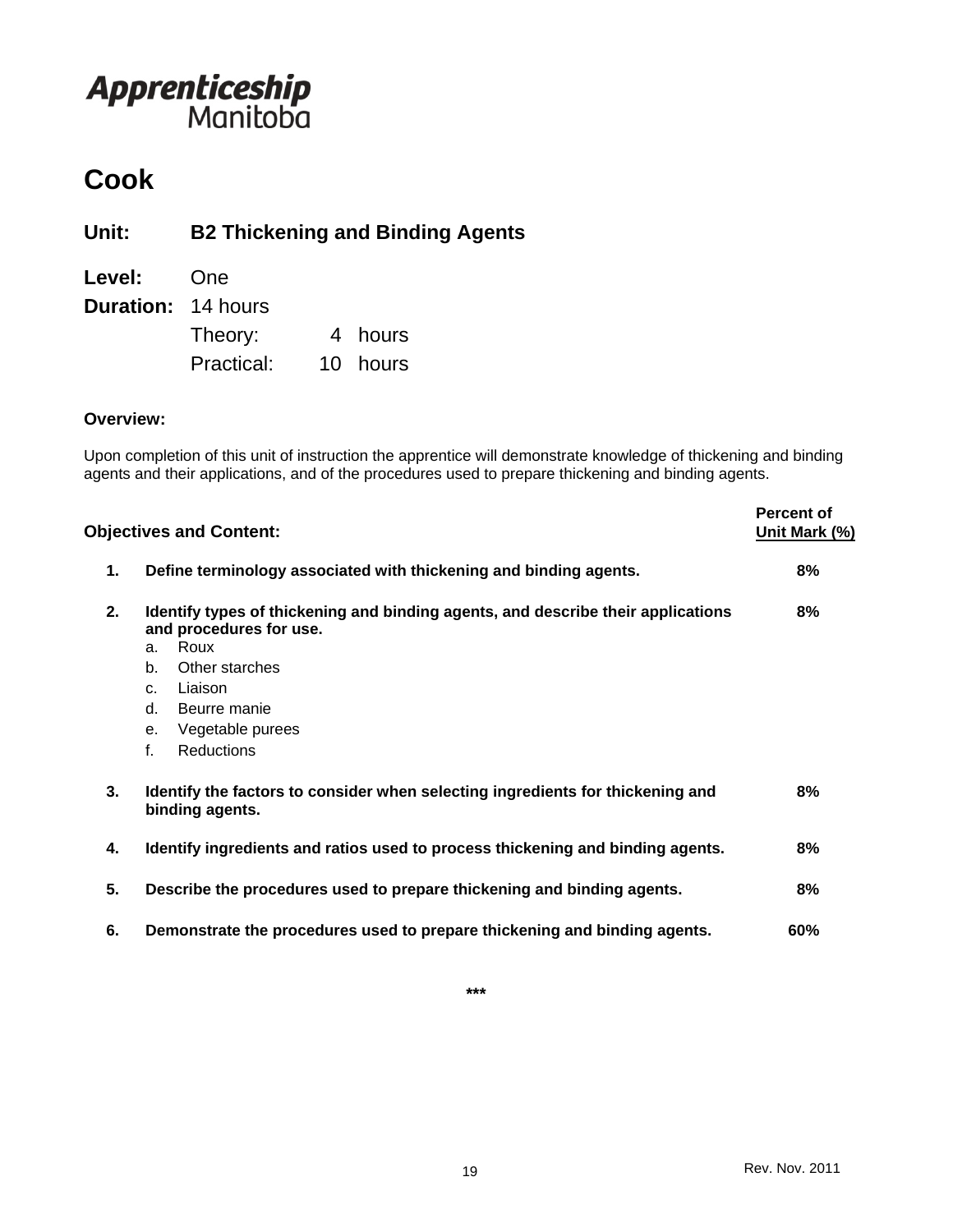Apprenticeship Manitoba

# Cook

## Unit: B2 Thickening and Binding Agents

**Level:** One

**Duration:** 14 hours

Theory: 4 hours

Practical: 10 hours

**Overview:**

Upon completion of this unit of instruction the apprentice will demonstrate knowledge of thickening and binding agents and their applications, and of the procedures used to prepare thickening and binding agents.

| **Objectives and Content:** | | **Percent of Unit Mark (%)** |
| --- | --- | --- |
| **1.** | **Define terminology associated with thickening and binding agents.** | **8%** |
| **2.** | **Identify types of thickening and binding agents, and describe their applications and procedures for use.**<br>a. Roux<br>b. Other starches<br>c. Liaison<br>d. Beurre manie<br>e. Vegetable purees<br>f. Reductions | **8%** |
| **3.** | **Identify the factors to consider when selecting ingredients for thickening and binding agents.** | **8%** |
| **4.** | **Identify ingredients and ratios used to process thickening and binding agents.** | **8%** |
| **5.** | **Describe the procedures used to prepare thickening and binding agents.** | **8%** |
| **6.** | **Demonstrate the procedures used to prepare thickening and binding agents.** | **60%** |

***

Rev. Nov. 2011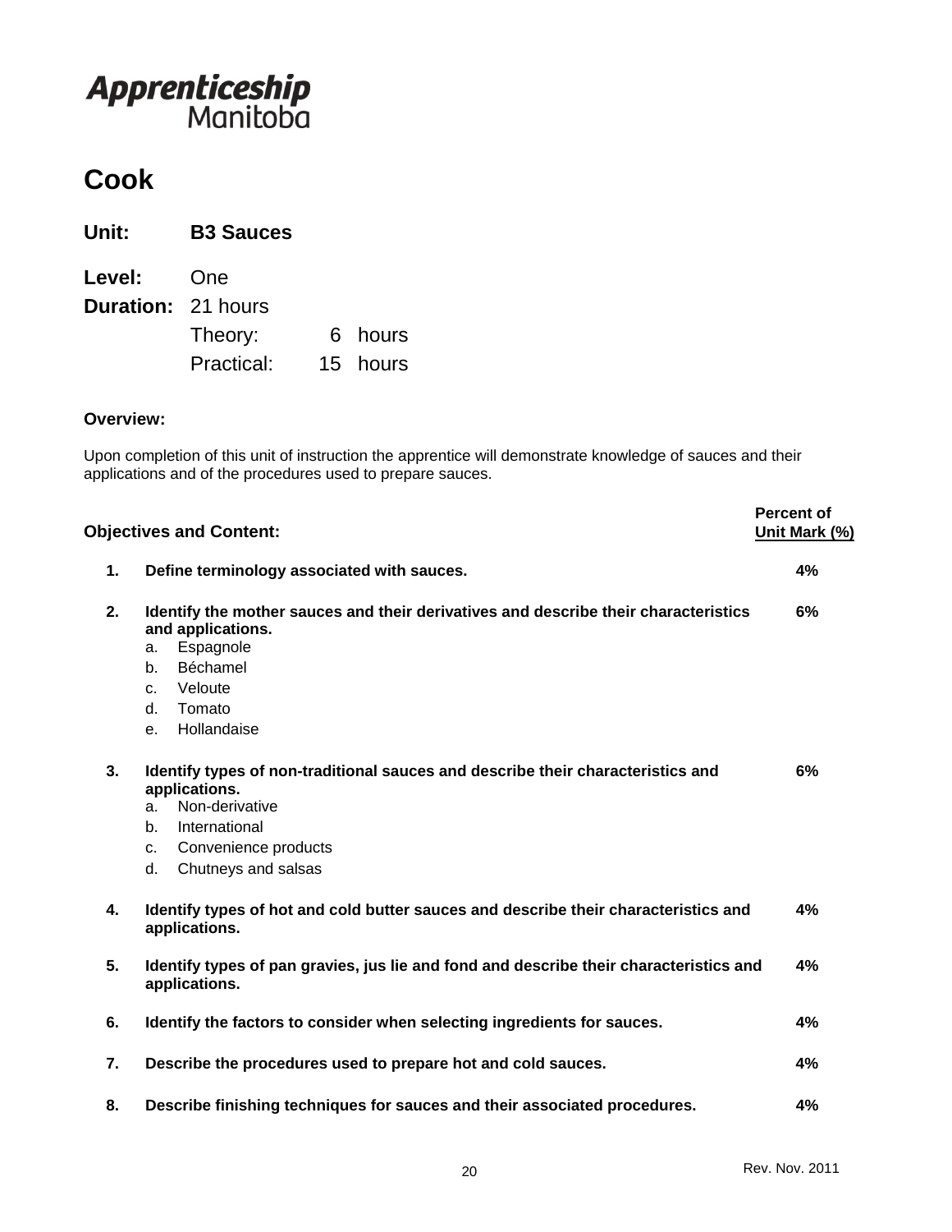Apprenticeship Manitoba

# Cook

**Unit:** **B3 Sauces**

**Level:** One
**Duration:** 21 hours
Theory: 6 hours
Practical: 15 hours

**Overview:**

Upon completion of this unit of instruction the apprentice will demonstrate knowledge of sauces and their applications and of the procedures used to prepare sauces.

| | **Objectives and Content:** | **Percent of Unit Mark (%)** |
|---|---|---|
| **1.** | **Define terminology associated with sauces.** | **4%** |
| **2.** | **Identify the mother sauces and their derivatives and describe their characteristics and applications.**<br>a. Espagnole<br>b. Béchamel<br>c. Veloute<br>d. Tomato<br>e. Hollandaise | **6%** |
| **3.** | **Identify types of non-traditional sauces and describe their characteristics and applications.**<br>a. Non-derivative<br>b. International<br>c. Convenience products<br>d. Chutneys and salsas | **6%** |
| **4.** | **Identify types of hot and cold butter sauces and describe their characteristics and applications.** | **4%** |
| **5.** | **Identify types of pan gravies, jus lie and fond and describe their characteristics and applications.** | **4%** |
| **6.** | **Identify the factors to consider when selecting ingredients for sauces.** | **4%** |
| **7.** | **Describe the procedures used to prepare hot and cold sauces.** | **4%** |
| **8.** | **Describe finishing techniques for sauces and their associated procedures.** | **4%** |

Rev. Nov. 2011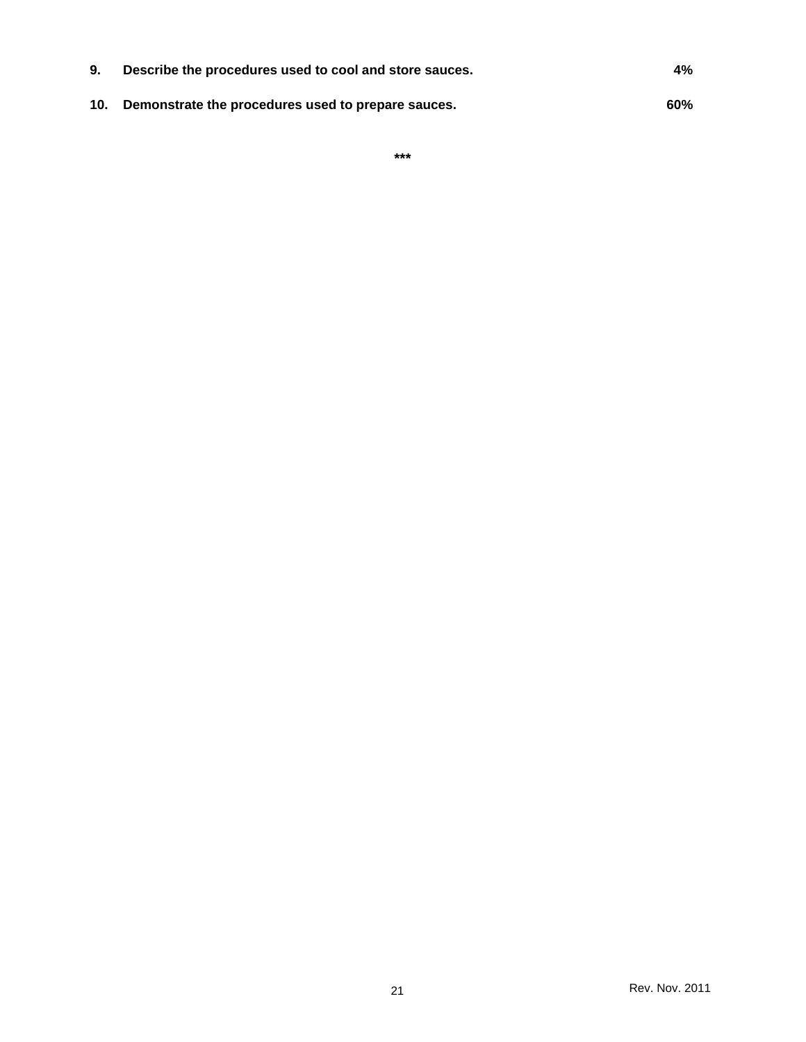**9. Describe the procedures used to cool and store sauces. 4%**

**10. Demonstrate the procedures used to prepare sauces. 60%**

**\*\*\***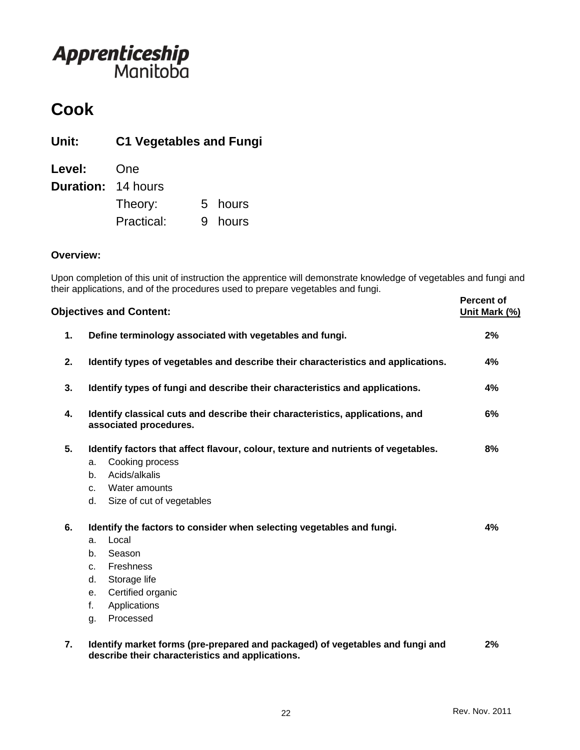Apprenticeship Manitoba

# Cook

## Unit: C1 Vegetables and Fungi

**Level:** One

**Duration:** 14 hours

Theory: 5 hours

Practical: 9 hours

### Overview:

Upon completion of this unit of instruction the apprentice will demonstrate knowledge of vegetables and fungi and their applications, and of the procedures used to prepare vegetables and fungi.

| Objectives and Content: | Percent of Unit Mark (%) |
|---|---|
| **1. Define terminology associated with vegetables and fungi.** | **2%** |
| **2. Identify types of vegetables and describe their characteristics and applications.** | **4%** |
| **3. Identify types of fungi and describe their characteristics and applications.** | **4%** |
| **4. Identify classical cuts and describe their characteristics, applications, and associated procedures.** | **6%** |
| **5. Identify factors that affect flavour, colour, texture and nutrients of vegetables.**<br>a. Cooking process<br>b. Acids/alkalis<br>c. Water amounts<br>d. Size of cut of vegetables | **8%** |
| **6. Identify the factors to consider when selecting vegetables and fungi.**<br>a. Local<br>b. Season<br>c. Freshness<br>d. Storage life<br>e. Certified organic<br>f. Applications<br>g. Processed | **4%** |
| **7. Identify market forms (pre-prepared and packaged) of vegetables and fungi and describe their characteristics and applications.** | **2%** |

Rev. Nov. 2011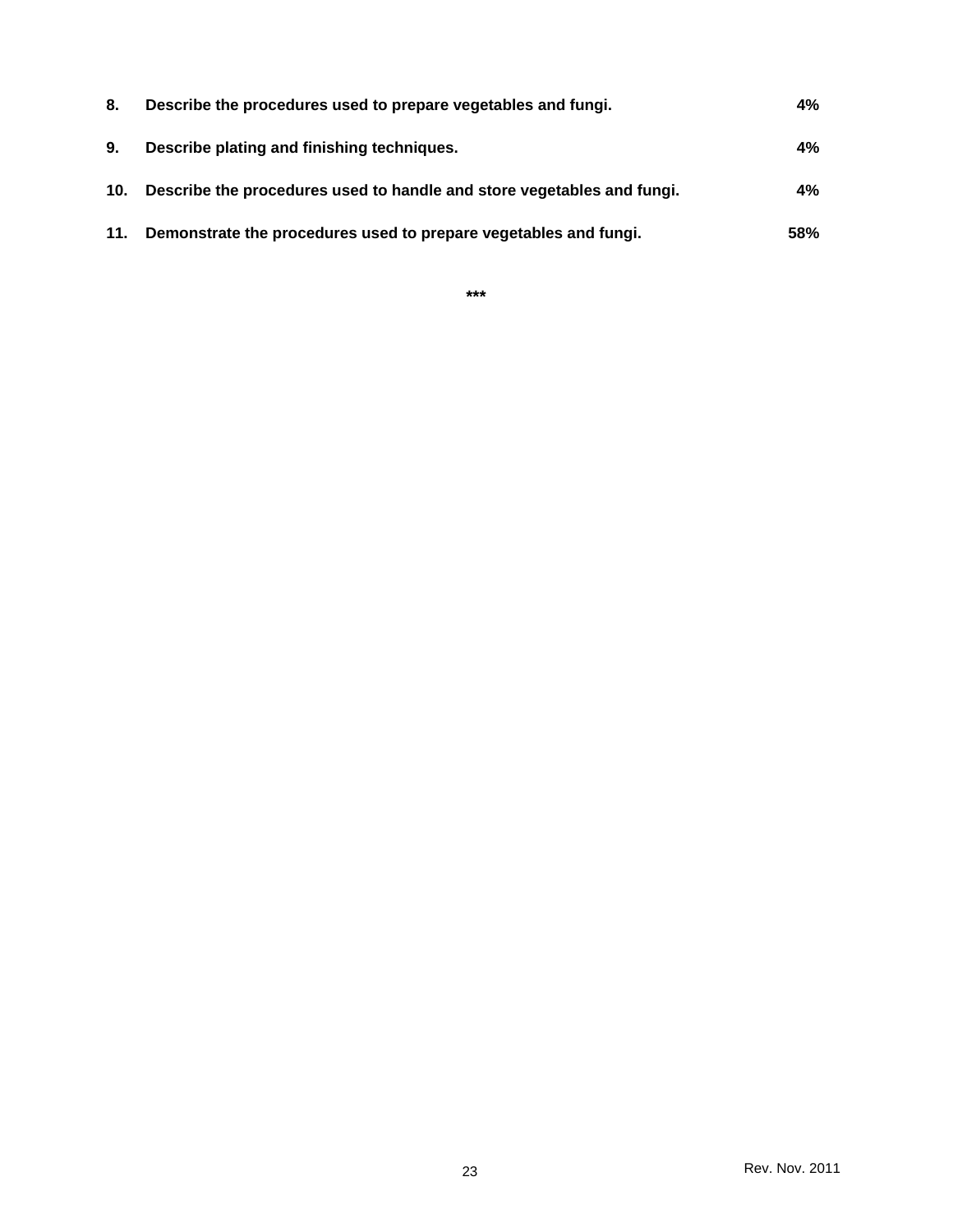| | | |
|---|---|---|
| **8.** | **Describe the procedures used to prepare vegetables and fungi.** | **4%** |
| **9.** | **Describe plating and finishing techniques.** | **4%** |
| **10.** | **Describe the procedures used to handle and store vegetables and fungi.** | **4%** |
| **11.** | **Demonstrate the procedures used to prepare vegetables and fungi.** | **58%** |

**\*\*\***

Rev. Nov. 2011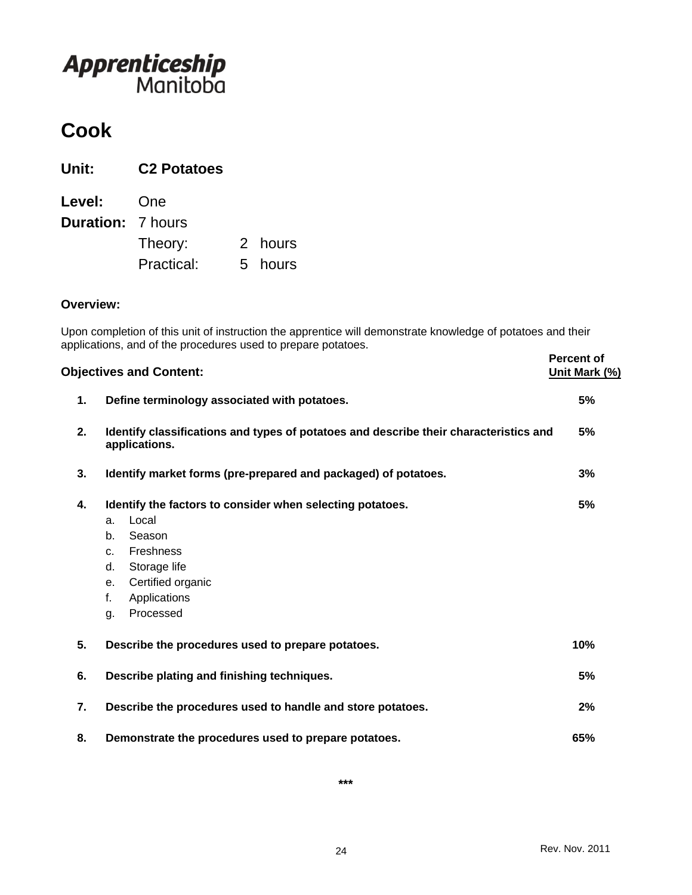Apprenticeship Manitoba

# Cook

## Unit: C2 Potatoes

**Level:** One
**Duration:** 7 hours
Theory: 2 hours
Practical: 5 hours

**Overview:**

Upon completion of this unit of instruction the apprentice will demonstrate knowledge of potatoes and their applications, and of the procedures used to prepare potatoes.

| **Objectives and Content:** | | **Percent of Unit Mark (%)** |
|---|---|---|
| **1.** | **Define terminology associated with potatoes.** | **5%** |
| **2.** | **Identify classifications and types of potatoes and describe their characteristics and applications.** | **5%** |
| **3.** | **Identify market forms (pre-prepared and packaged) of potatoes.** | **3%** |
| **4.** | **Identify the factors to consider when selecting potatoes.**<br>a. Local<br>b. Season<br>c. Freshness<br>d. Storage life<br>e. Certified organic<br>f. Applications<br>g. Processed | **5%** |
| **5.** | **Describe the procedures used to prepare potatoes.** | **10%** |
| **6.** | **Describe plating and finishing techniques.** | **5%** |
| **7.** | **Describe the procedures used to handle and store potatoes.** | **2%** |
| **8.** | **Demonstrate the procedures used to prepare potatoes.** | **65%** |

***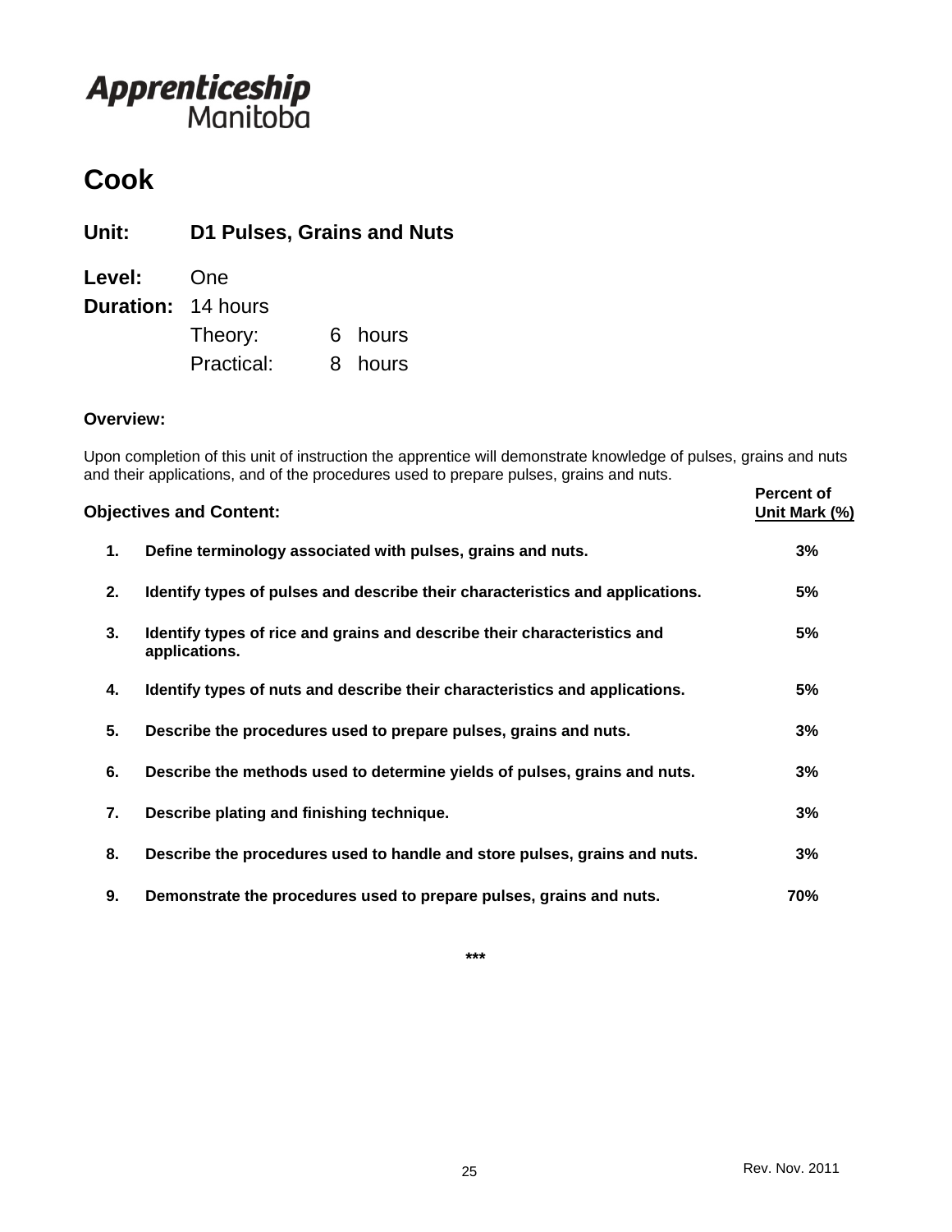**Apprenticeship**
Manitoba

# Cook

## Unit: D1 Pulses, Grains and Nuts

**Level:** One

**Duration:** 14 hours

Theory: 6 hours

Practical: 8 hours

**Overview:**

Upon completion of this unit of instruction the apprentice will demonstrate knowledge of pulses, grains and nuts and their applications, and of the procedures used to prepare pulses, grains and nuts.

| | **Objectives and Content:** | **Percent of Unit Mark (%)** |
|---|---|---|
| **1.** | **Define terminology associated with pulses, grains and nuts.** | **3%** |
| **2.** | **Identify types of pulses and describe their characteristics and applications.** | **5%** |
| **3.** | **Identify types of rice and grains and describe their characteristics and applications.** | **5%** |
| **4.** | **Identify types of nuts and describe their characteristics and applications.** | **5%** |
| **5.** | **Describe the procedures used to prepare pulses, grains and nuts.** | **3%** |
| **6.** | **Describe the methods used to determine yields of pulses, grains and nuts.** | **3%** |
| **7.** | **Describe plating and finishing technique.** | **3%** |
| **8.** | **Describe the procedures used to handle and store pulses, grains and nuts.** | **3%** |
| **9.** | **Demonstrate the procedures used to prepare pulses, grains and nuts.** | **70%** |

***

Rev. Nov. 2011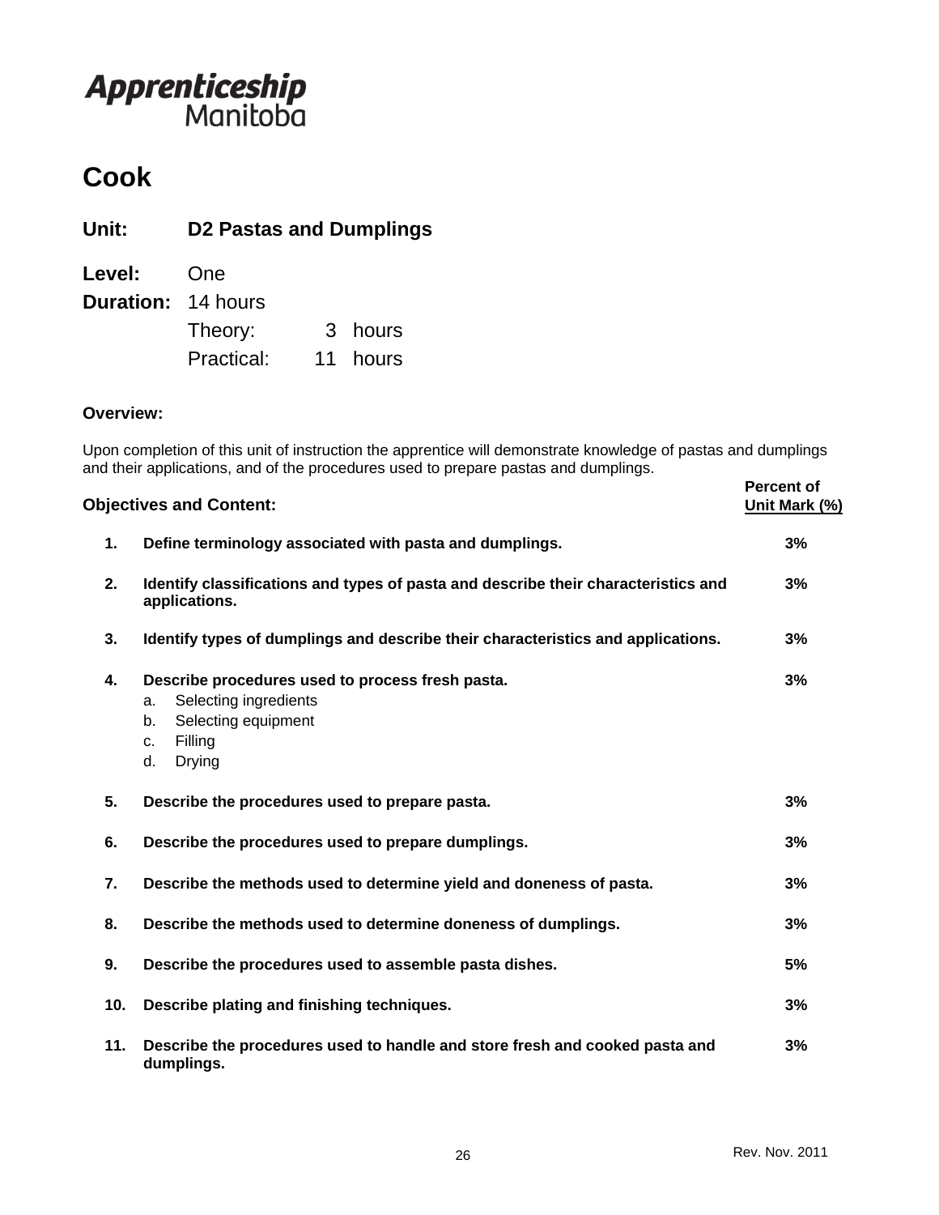Apprenticeship Manitoba

# Cook

## Unit: D2 Pastas and Dumplings

**Level:** One

**Duration:** 14 hours

Theory: 3 hours

Practical: 11 hours

### Overview:

Upon completion of this unit of instruction the apprentice will demonstrate knowledge of pastas and dumplings and their applications, and of the procedures used to prepare pastas and dumplings.

| | Objectives and Content: | Percent of Unit Mark (%) |
|---|---|---|
| 1. | **Define terminology associated with pasta and dumplings.** | **3%** |
| 2. | **Identify classifications and types of pasta and describe their characteristics and applications.** | **3%** |
| 3. | **Identify types of dumplings and describe their characteristics and applications.** | **3%** |
| 4. | **Describe procedures used to process fresh pasta.**<br>a. Selecting ingredients<br>b. Selecting equipment<br>c. Filling<br>d. Drying | **3%** |
| 5. | **Describe the procedures used to prepare pasta.** | **3%** |
| 6. | **Describe the procedures used to prepare dumplings.** | **3%** |
| 7. | **Describe the methods used to determine yield and doneness of pasta.** | **3%** |
| 8. | **Describe the methods used to determine doneness of dumplings.** | **3%** |
| 9. | **Describe the procedures used to assemble pasta dishes.** | **5%** |
| 10. | **Describe plating and finishing techniques.** | **3%** |
| 11. | **Describe the procedures used to handle and store fresh and cooked pasta and dumplings.** | **3%** |

Rev. Nov. 2011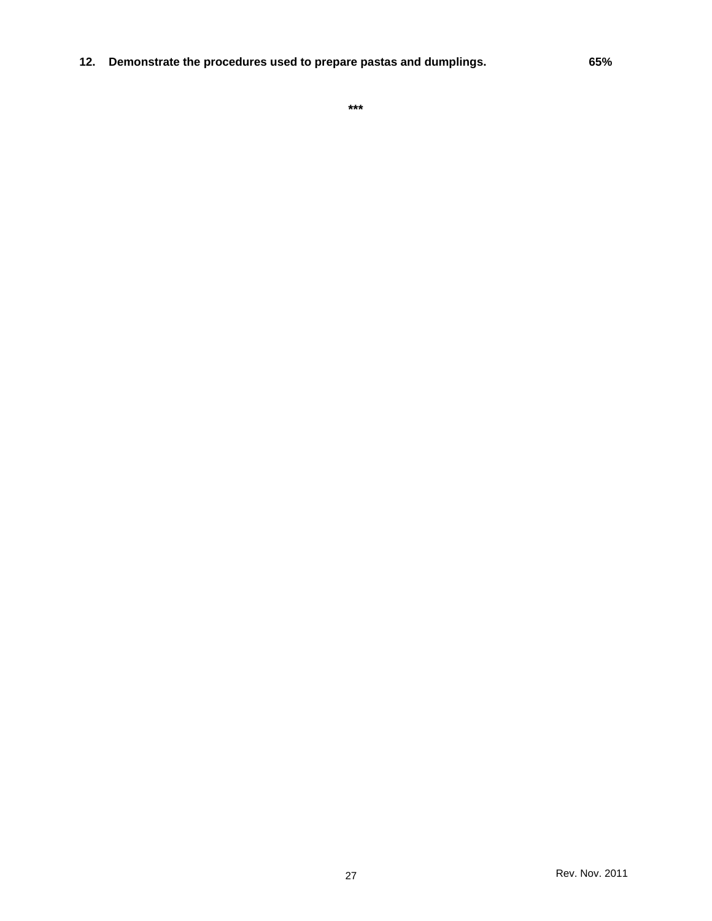**12. Demonstrate the procedures used to prepare pastas and dumplings. 65%**

***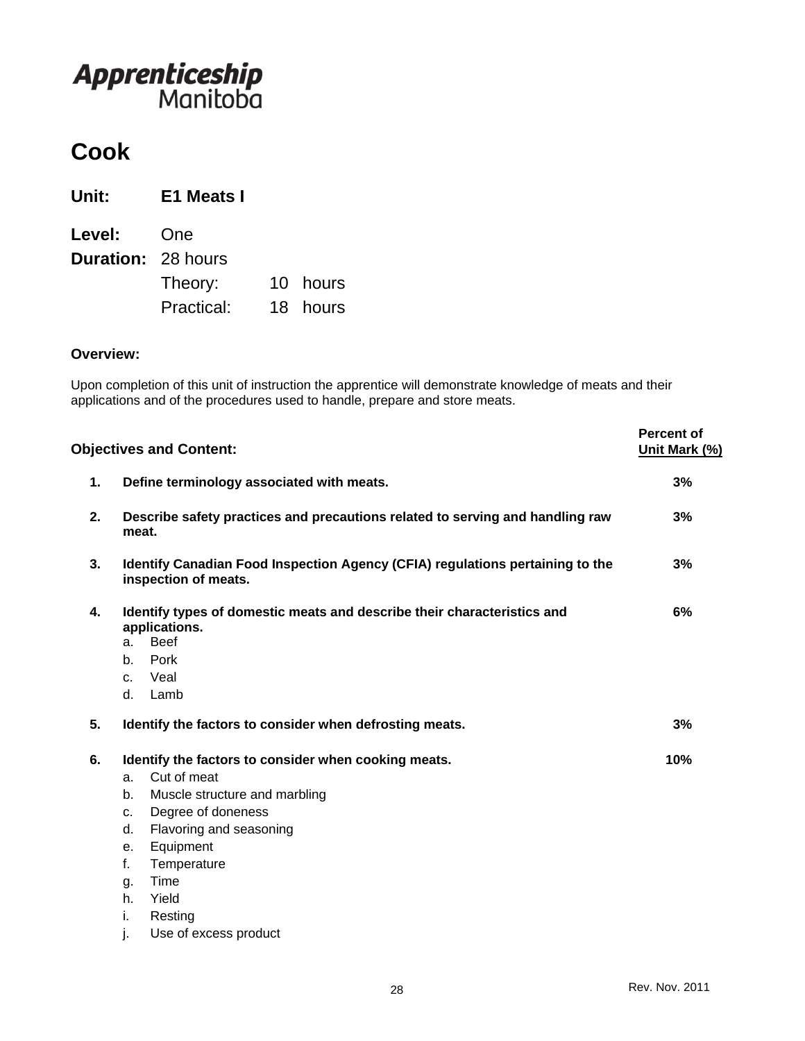**Apprenticeship**
Manitoba

# Cook

**Unit:** **E1 Meats I**

**Level:** One
**Duration:** 28 hours
Theory: 10 hours
Practical: 18 hours

### Overview:

Upon completion of this unit of instruction the apprentice will demonstrate knowledge of meats and their applications and of the procedures used to handle, prepare and store meats.

| **Objectives and Content:** | **Percent of Unit Mark (%)** |
|---|---|
| **1. Define terminology associated with meats.** | **3%** |
| **2. Describe safety practices and precautions related to serving and handling raw meat.** | **3%** |
| **3. Identify Canadian Food Inspection Agency (CFIA) regulations pertaining to the inspection of meats.** | **3%** |
| **4. Identify types of domestic meats and describe their characteristics and applications.**<br>a. Beef<br>b. Pork<br>c. Veal<br>d. Lamb | **6%** |
| **5. Identify the factors to consider when defrosting meats.** | **3%** |
| **6. Identify the factors to consider when cooking meats.**<br>a. Cut of meat<br>b. Muscle structure and marbling<br>c. Degree of doneness<br>d. Flavoring and seasoning<br>e. Equipment<br>f. Temperature<br>g. Time<br>h. Yield<br>i. Resting<br>j. Use of excess product | **10%** |

Rev. Nov. 2011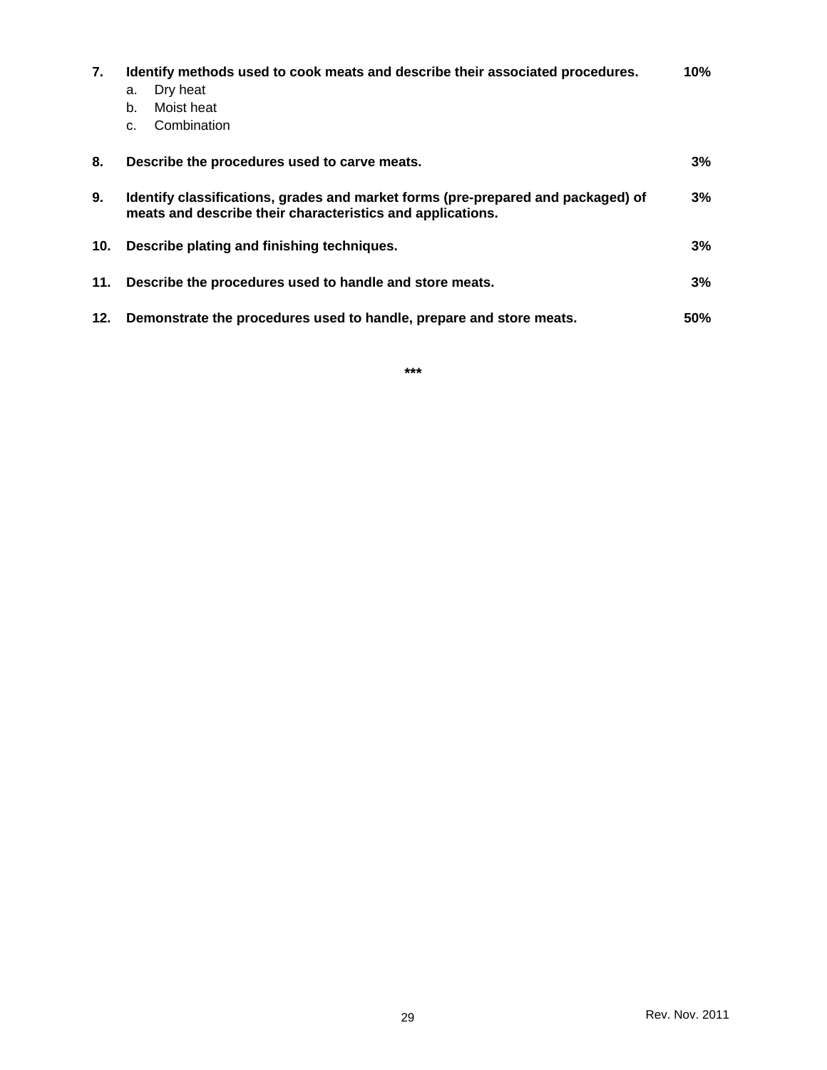7. **Identify methods used to cook meats and describe their associated procedures.** **10%**
   a. Dry heat
   b. Moist heat
   c. Combination

8. **Describe the procedures used to carve meats.** **3%**

9. **Identify classifications, grades and market forms (pre-prepared and packaged) of meats and describe their characteristics and applications.** **3%**

10. **Describe plating and finishing techniques.** **3%**

11. **Describe the procedures used to handle and store meats.** **3%**

12. **Demonstrate the procedures used to handle, prepare and store meats.** **50%**

***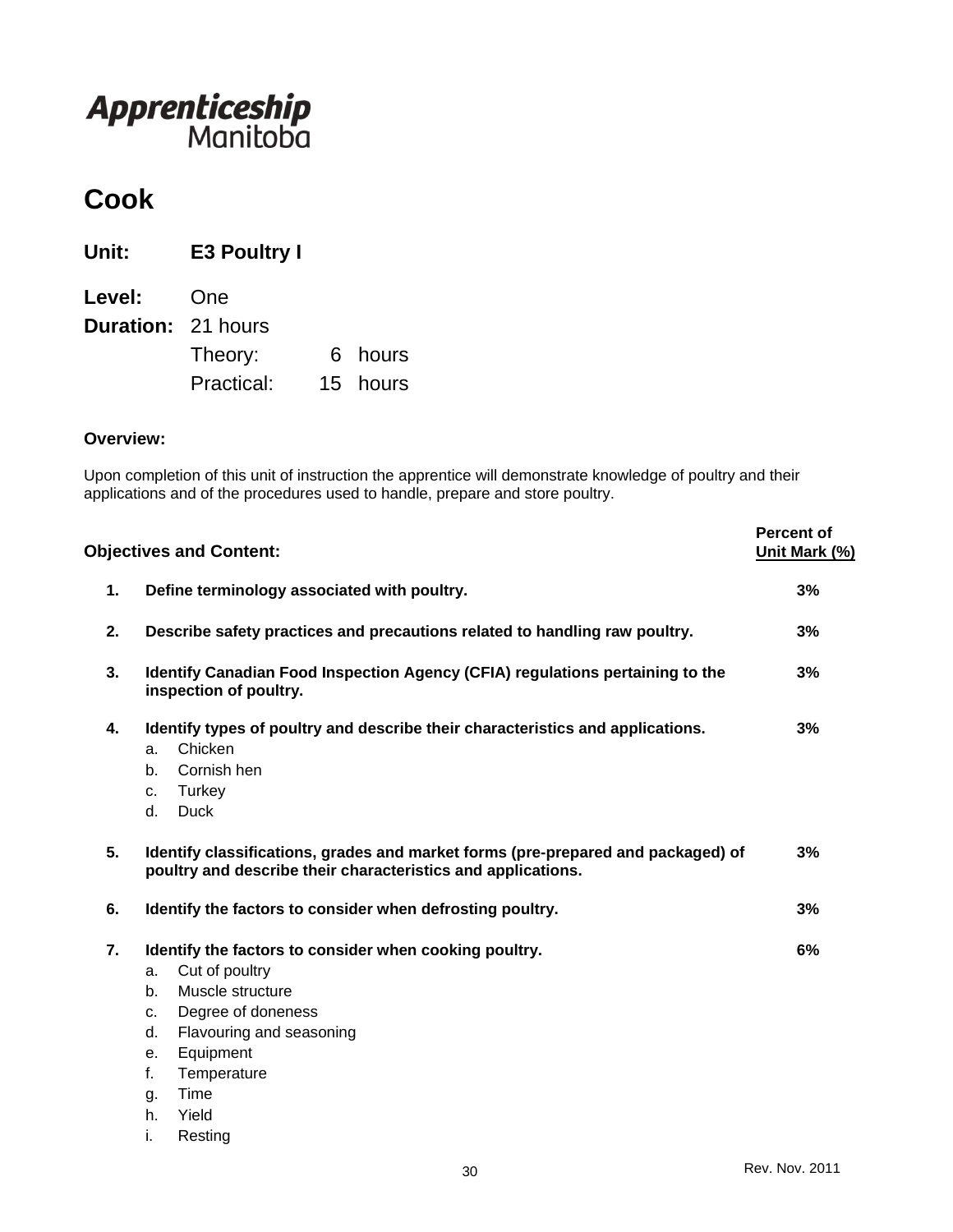Apprenticeship Manitoba

# Cook

**Unit:** **E3 Poultry I**

**Level:** One

**Duration:** 21 hours

Theory: 6 hours

Practical: 15 hours

**Overview:**

Upon completion of this unit of instruction the apprentice will demonstrate knowledge of poultry and their applications and of the procedures used to handle, prepare and store poultry.

| Objectives and Content: | Percent of Unit Mark (%) |
|---|---|
| **1. Define terminology associated with poultry.** | **3%** |
| **2. Describe safety practices and precautions related to handling raw poultry.** | **3%** |
| **3. Identify Canadian Food Inspection Agency (CFIA) regulations pertaining to the inspection of poultry.** | **3%** |
| **4. Identify types of poultry and describe their characteristics and applications.**<br>a. Chicken<br>b. Cornish hen<br>c. Turkey<br>d. Duck | **3%** |
| **5. Identify classifications, grades and market forms (pre-prepared and packaged) of poultry and describe their characteristics and applications.** | **3%** |
| **6. Identify the factors to consider when defrosting poultry.** | **3%** |
| **7. Identify the factors to consider when cooking poultry.**<br>a. Cut of poultry<br>b. Muscle structure<br>c. Degree of doneness<br>d. Flavouring and seasoning<br>e. Equipment<br>f. Temperature<br>g. Time<br>h. Yield<br>i. Resting | **6%** |

Rev. Nov. 2011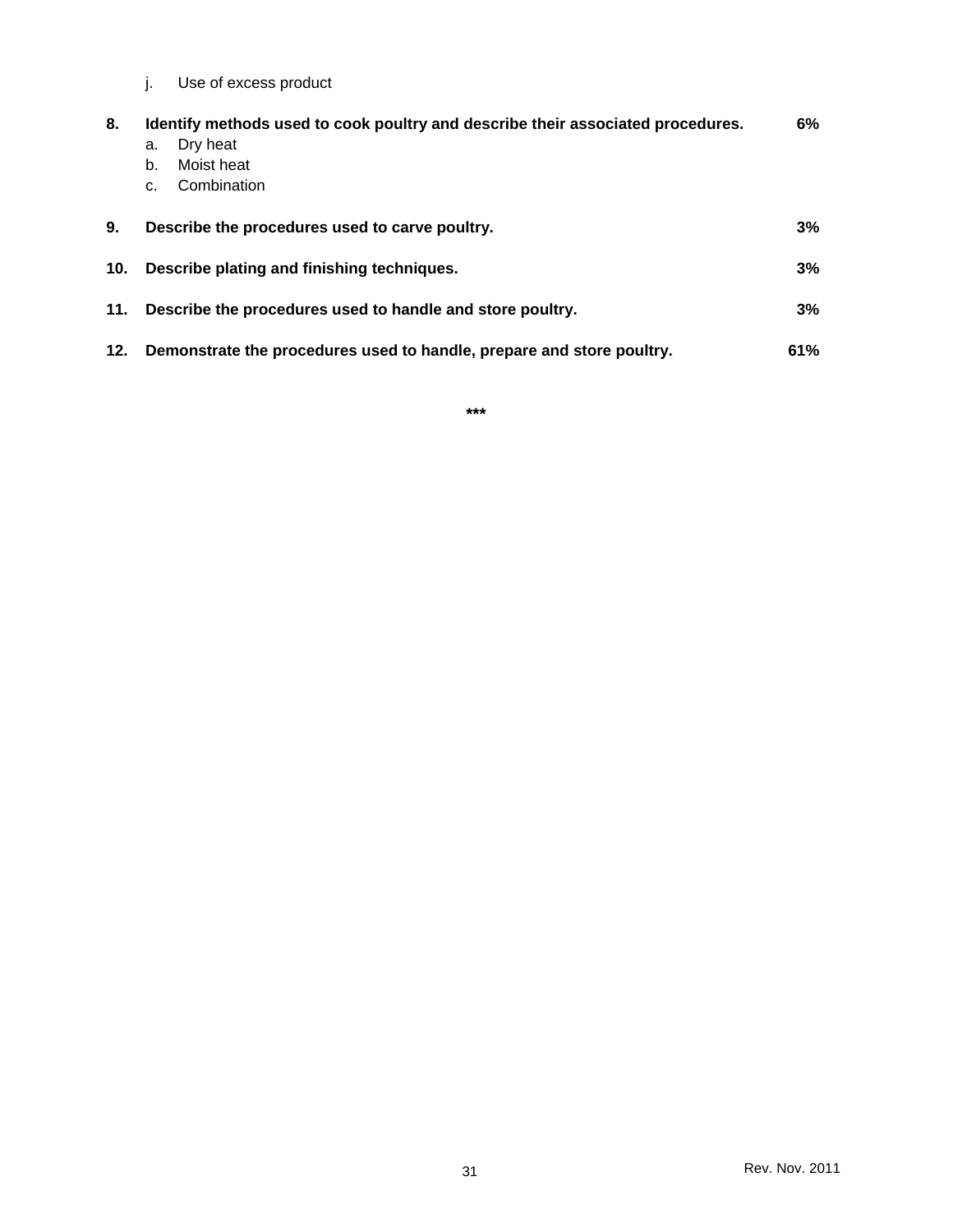j. Use of excess product

**8. Identify methods used to cook poultry and describe their associated procedures. 6%**

a. Dry heat
b. Moist heat
c. Combination

**9. Describe the procedures used to carve poultry. 3%**

**10. Describe plating and finishing techniques. 3%**

**11. Describe the procedures used to handle and store poultry. 3%**

**12. Demonstrate the procedures used to handle, prepare and store poultry. 61%**

***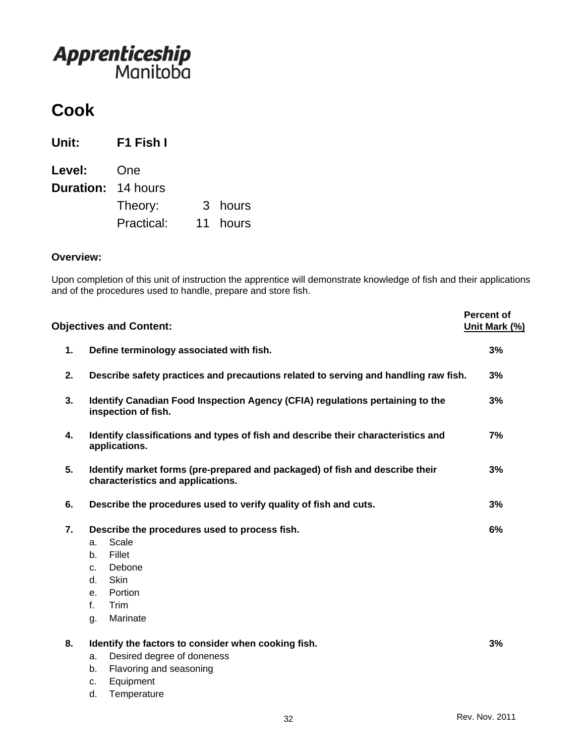**Apprenticeship**
Manitoba

# Cook

**Unit:** **F1 Fish I**

**Level:** One
**Duration:** 14 hours
Theory: 3 hours
Practical: 11 hours

**Overview:**

Upon completion of this unit of instruction the apprentice will demonstrate knowledge of fish and their applications and of the procedures used to handle, prepare and store fish.

| | **Objectives and Content:** | **Percent of Unit Mark (%)** |
|---|---|---|
| **1.** | **Define terminology associated with fish.** | **3%** |
| **2.** | **Describe safety practices and precautions related to serving and handling raw fish.** | **3%** |
| **3.** | **Identify Canadian Food Inspection Agency (CFIA) regulations pertaining to the inspection of fish.** | **3%** |
| **4.** | **Identify classifications and types of fish and describe their characteristics and applications.** | **7%** |
| **5.** | **Identify market forms (pre-prepared and packaged) of fish and describe their characteristics and applications.** | **3%** |
| **6.** | **Describe the procedures used to verify quality of fish and cuts.** | **3%** |
| **7.** | **Describe the procedures used to process fish.**<br>a. Scale<br>b. Fillet<br>c. Debone<br>d. Skin<br>e. Portion<br>f. Trim<br>g. Marinate | **6%** |
| **8.** | **Identify the factors to consider when cooking fish.**<br>a. Desired degree of doneness<br>b. Flavoring and seasoning<br>c. Equipment<br>d. Temperature | **3%** |

Rev. Nov. 2011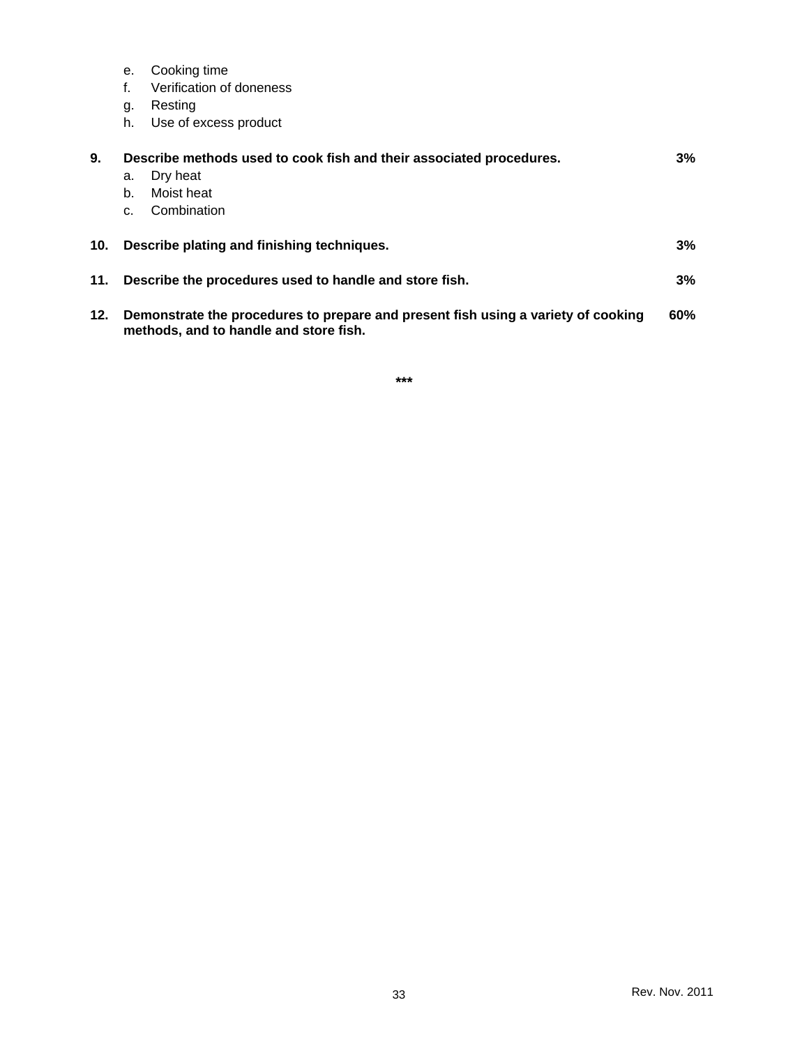e. Cooking time
f. Verification of doneness
g. Resting
h. Use of excess product

**9. Describe methods used to cook fish and their associated procedures.** **3%**

a. Dry heat
b. Moist heat
c. Combination

**10. Describe plating and finishing techniques.** **3%**

**11. Describe the procedures used to handle and store fish.** **3%**

**12. Demonstrate the procedures to prepare and present fish using a variety of cooking methods, and to handle and store fish.** **60%**

***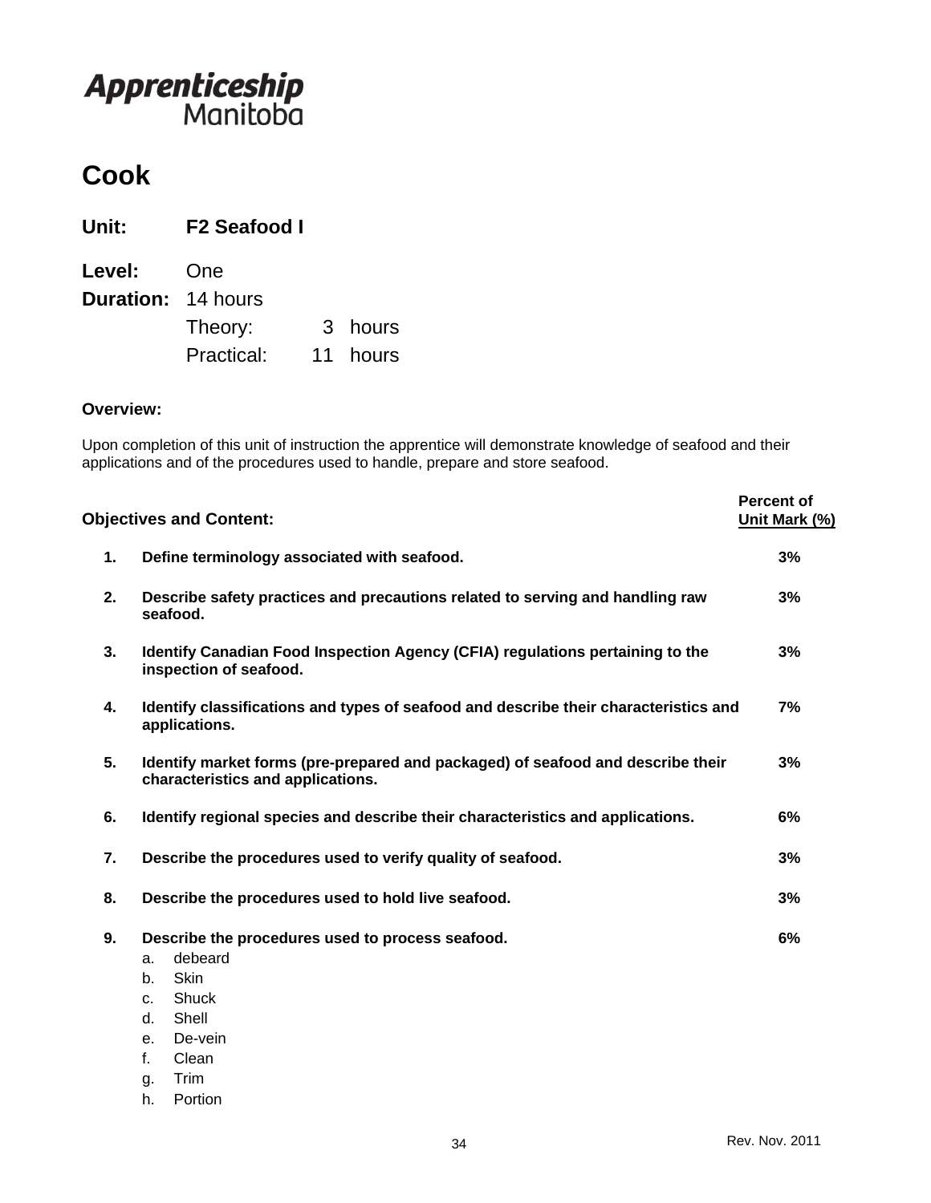**Apprenticeship Manitoba**

# Cook

**Unit:** **F2 Seafood I**

**Level:** One

**Duration:** 14 hours

Theory: 3 hours

Practical: 11 hours

**Overview:**

Upon completion of this unit of instruction the apprentice will demonstrate knowledge of seafood and their applications and of the procedures used to handle, prepare and store seafood.

| | **Objectives and Content:** | **Percent of Unit Mark (%)** |
|---|---|---|
| **1.** | **Define terminology associated with seafood.** | **3%** |
| **2.** | **Describe safety practices and precautions related to serving and handling raw seafood.** | **3%** |
| **3.** | **Identify Canadian Food Inspection Agency (CFIA) regulations pertaining to the inspection of seafood.** | **3%** |
| **4.** | **Identify classifications and types of seafood and describe their characteristics and applications.** | **7%** |
| **5.** | **Identify market forms (pre-prepared and packaged) of seafood and describe their characteristics and applications.** | **3%** |
| **6.** | **Identify regional species and describe their characteristics and applications.** | **6%** |
| **7.** | **Describe the procedures used to verify quality of seafood.** | **3%** |
| **8.** | **Describe the procedures used to hold live seafood.** | **3%** |
| **9.** | **Describe the procedures used to process seafood.**<br>a. debeard<br>b. Skin<br>c. Shuck<br>d. Shell<br>e. De-vein<br>f. Clean<br>g. Trim<br>h. Portion | **6%** |

Rev. Nov. 2011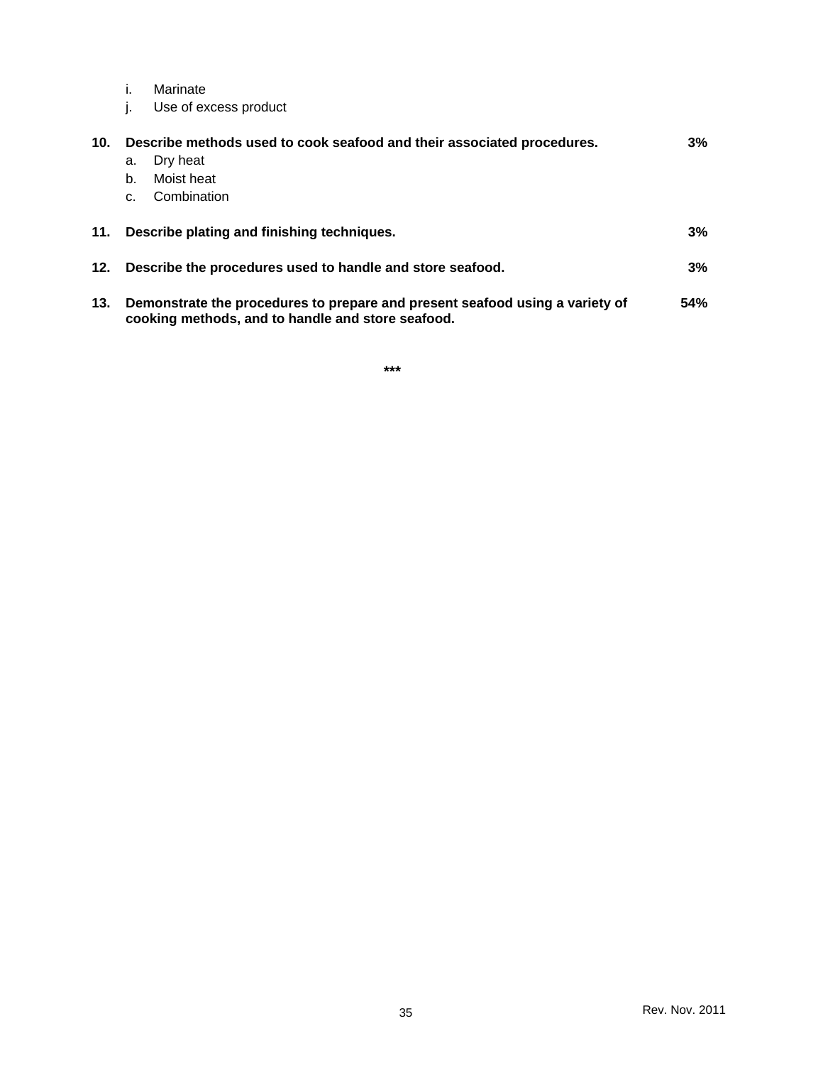i. Marinate
   j. Use of excess product

**10. Describe methods used to cook seafood and their associated procedures.** **3%**

   a. Dry heat
   b. Moist heat
   c. Combination

**11. Describe plating and finishing techniques.** **3%**

**12. Describe the procedures used to handle and store seafood.** **3%**

**13. Demonstrate the procedures to prepare and present seafood using a variety of cooking methods, and to handle and store seafood.** **54%**

**\*\*\***

Rev. Nov. 2011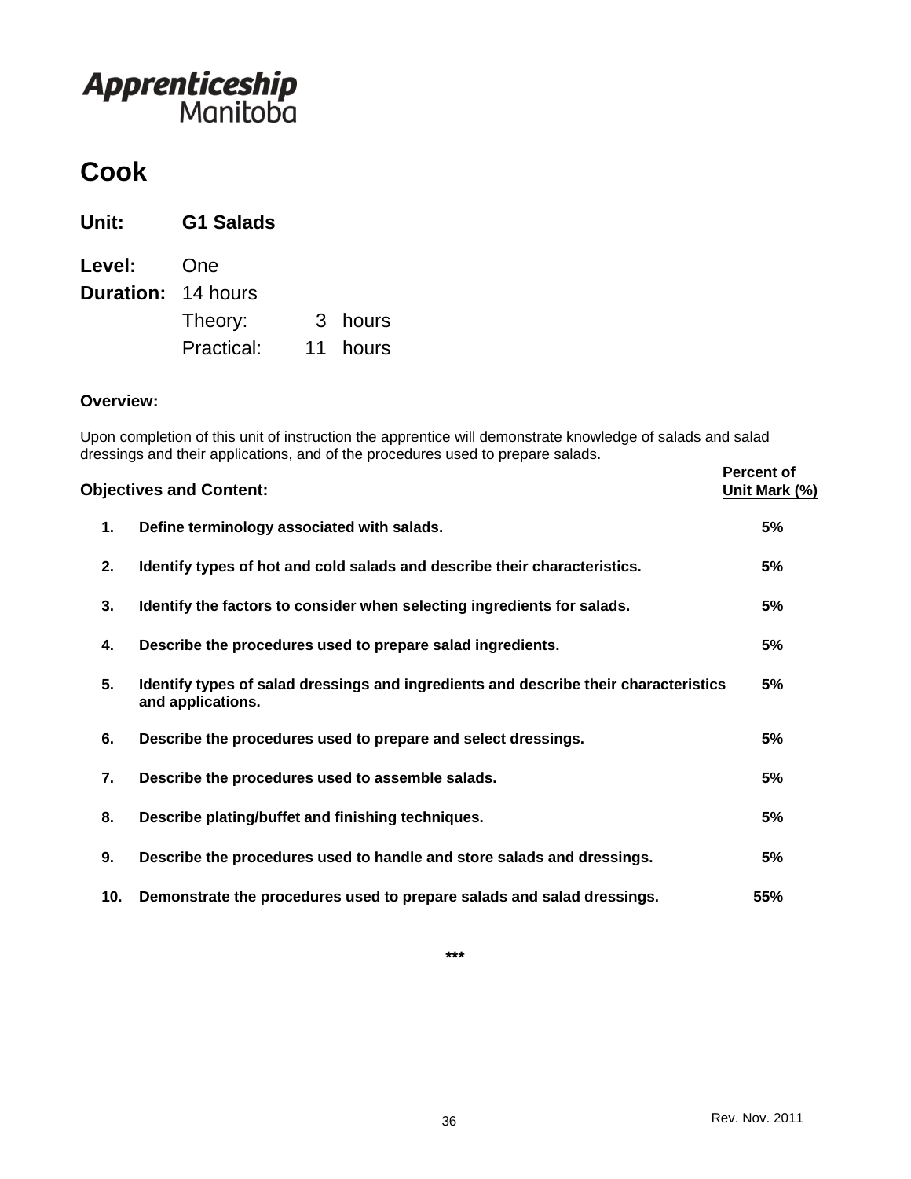Apprenticeship Manitoba

# Cook

**Unit:** **G1 Salads**

**Level:** One

**Duration:** 14 hours

Theory: 3 hours

Practical: 11 hours

**Overview:**

Upon completion of this unit of instruction the apprentice will demonstrate knowledge of salads and salad dressings and their applications, and of the procedures used to prepare salads.

| | **Objectives and Content:** | **Percent of Unit Mark (%)** |
|---|---|---|
| **1.** | **Define terminology associated with salads.** | **5%** |
| **2.** | **Identify types of hot and cold salads and describe their characteristics.** | **5%** |
| **3.** | **Identify the factors to consider when selecting ingredients for salads.** | **5%** |
| **4.** | **Describe the procedures used to prepare salad ingredients.** | **5%** |
| **5.** | **Identify types of salad dressings and ingredients and describe their characteristics and applications.** | **5%** |
| **6.** | **Describe the procedures used to prepare and select dressings.** | **5%** |
| **7.** | **Describe the procedures used to assemble salads.** | **5%** |
| **8.** | **Describe plating/buffet and finishing techniques.** | **5%** |
| **9.** | **Describe the procedures used to handle and store salads and dressings.** | **5%** |
| **10.** | **Demonstrate the procedures used to prepare salads and salad dressings.** | **55%** |

***

Rev. Nov. 2011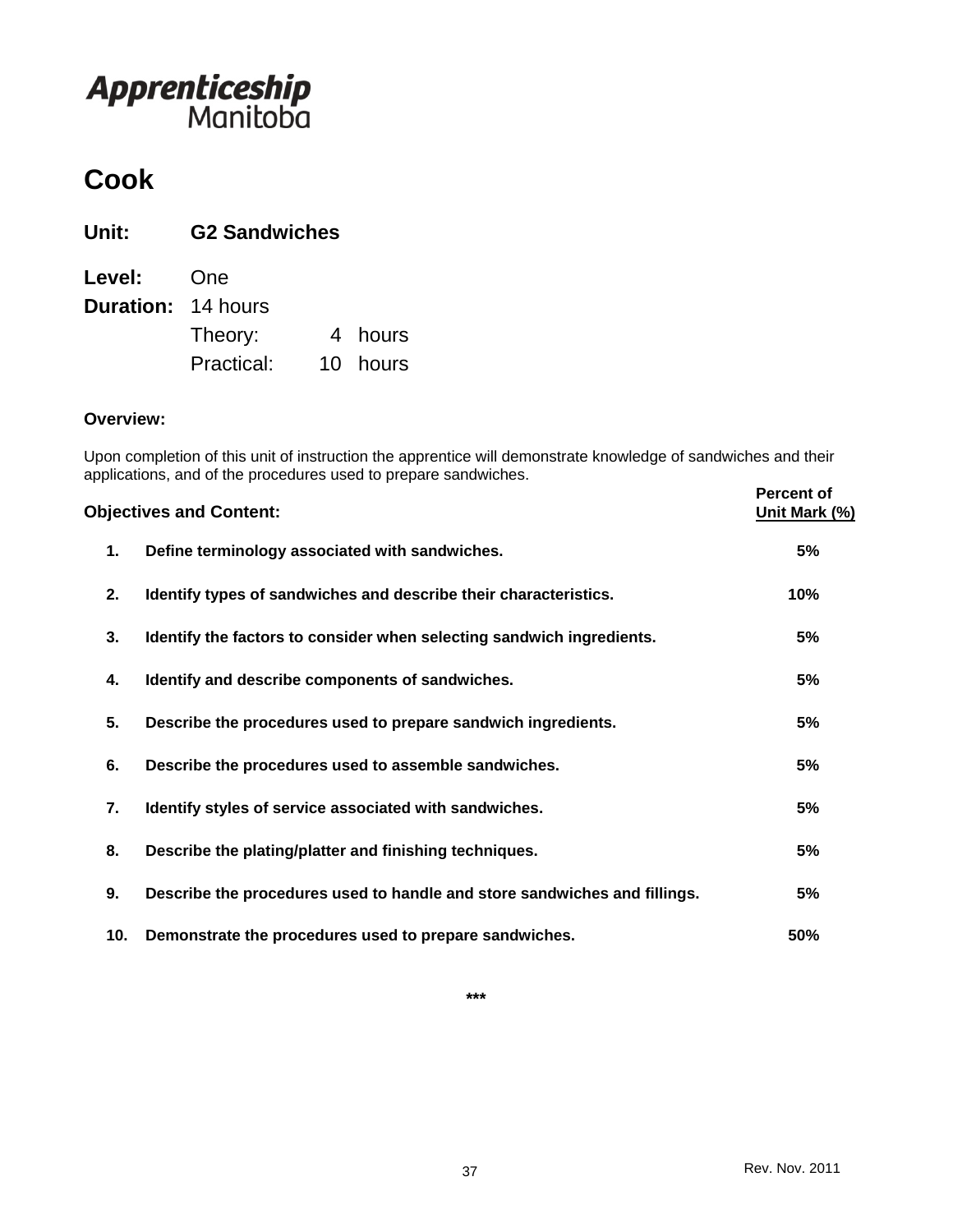Apprenticeship Manitoba

# Cook

## Unit: G2 Sandwiches

**Level:** One

**Duration:** 14 hours

Theory: 4 hours

Practical: 10 hours

**Overview:**

Upon completion of this unit of instruction the apprentice will demonstrate knowledge of sandwiches and their applications, and of the procedures used to prepare sandwiches.

| | Objectives and Content: | Percent of Unit Mark (%) |
|---|---|---|
| 1. | **Define terminology associated with sandwiches.** | 5% |
| 2. | **Identify types of sandwiches and describe their characteristics.** | 10% |
| 3. | **Identify the factors to consider when selecting sandwich ingredients.** | 5% |
| 4. | **Identify and describe components of sandwiches.** | 5% |
| 5. | **Describe the procedures used to prepare sandwich ingredients.** | 5% |
| 6. | **Describe the procedures used to assemble sandwiches.** | 5% |
| 7. | **Identify styles of service associated with sandwiches.** | 5% |
| 8. | **Describe the plating/platter and finishing techniques.** | 5% |
| 9. | **Describe the procedures used to handle and store sandwiches and fillings.** | 5% |
| 10. | **Demonstrate the procedures used to prepare sandwiches.** | 50% |

***

Rev. Nov. 2011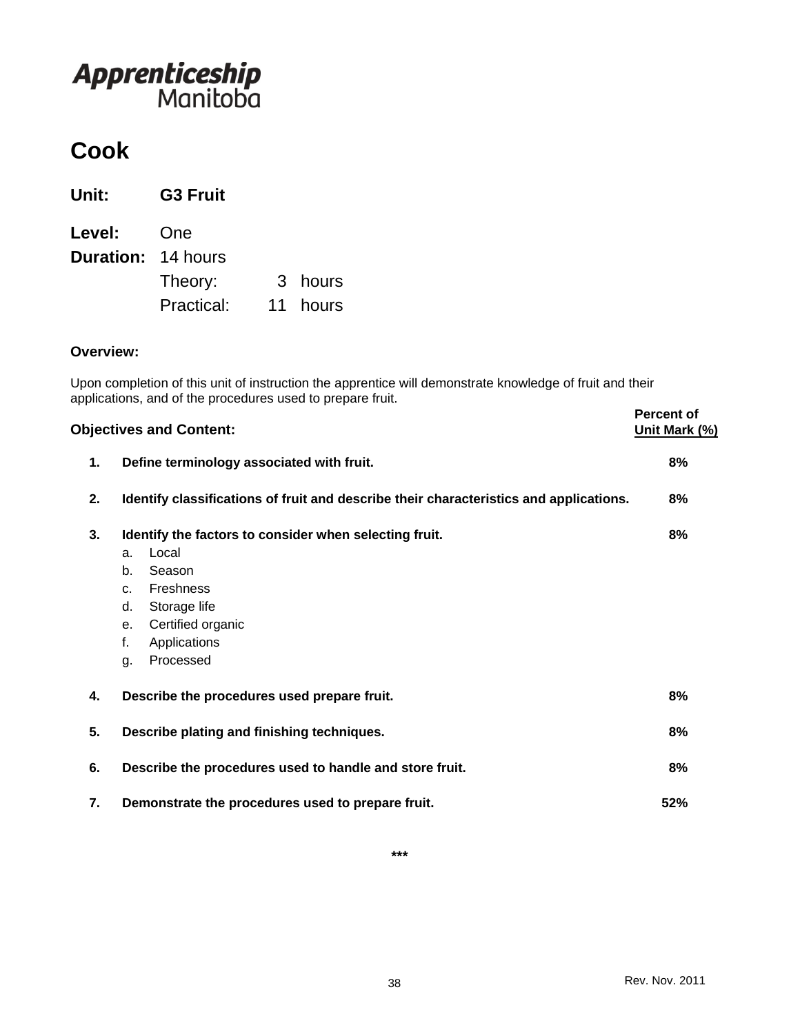**Apprenticeship Manitoba**

# Cook

**Unit:** **G3 Fruit**

**Level:** One
**Duration:** 14 hours
Theory: 3 hours
Practical: 11 hours

**Overview:**

Upon completion of this unit of instruction the apprentice will demonstrate knowledge of fruit and their applications, and of the procedures used to prepare fruit.

| **Objectives and Content:** | **Percent of Unit Mark (%)** |
|---|---|
| **1. Define terminology associated with fruit.** | **8%** |
| **2. Identify classifications of fruit and describe their characteristics and applications.** | **8%** |
| **3. Identify the factors to consider when selecting fruit.**<br>a. Local<br>b. Season<br>c. Freshness<br>d. Storage life<br>e. Certified organic<br>f. Applications<br>g. Processed | **8%** |
| **4. Describe the procedures used prepare fruit.** | **8%** |
| **5. Describe plating and finishing techniques.** | **8%** |
| **6. Describe the procedures used to handle and store fruit.** | **8%** |
| **7. Demonstrate the procedures used to prepare fruit.** | **52%** |

***

Rev. Nov. 2011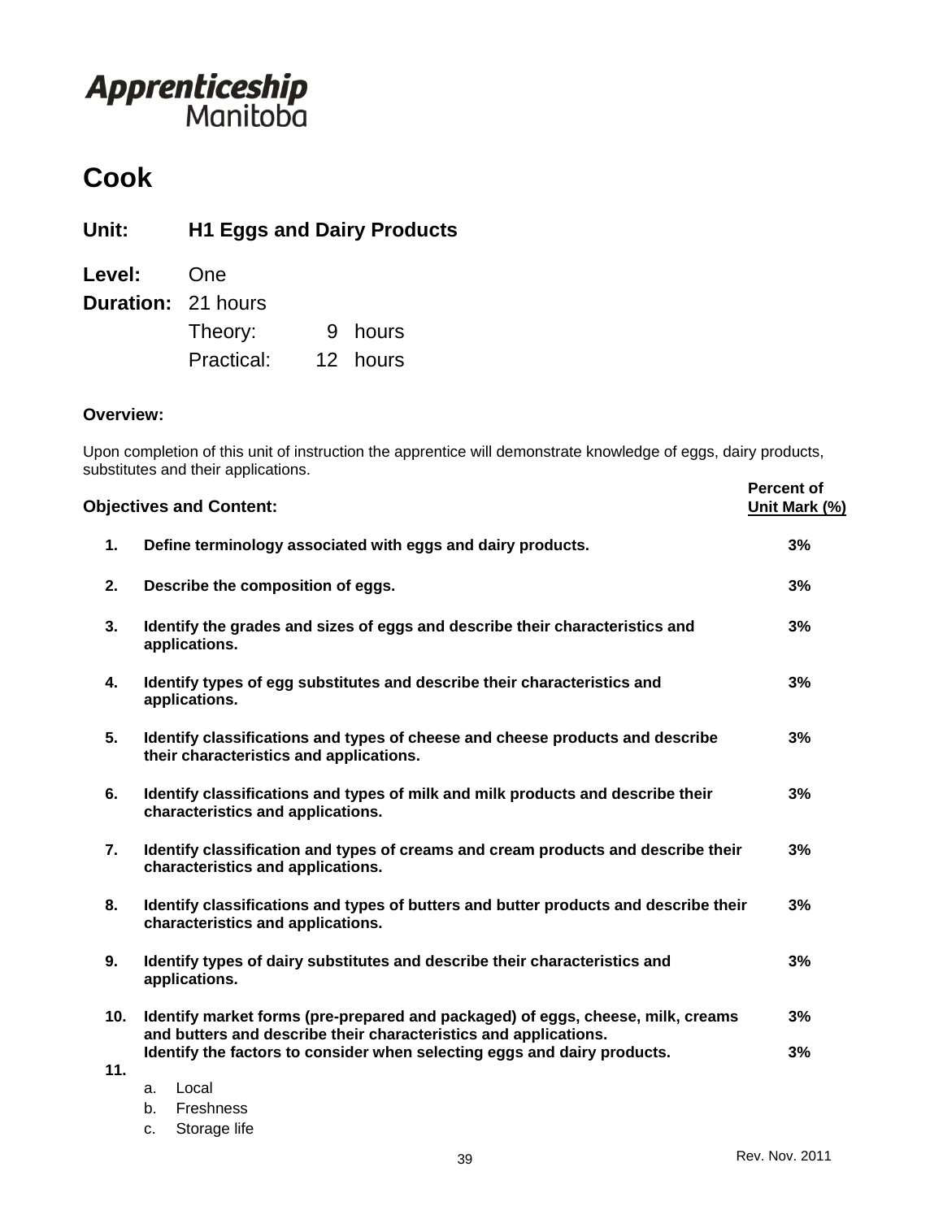**Apprenticeship Manitoba**

# Cook

## Unit: H1 Eggs and Dairy Products

**Level:** One
**Duration:** 21 hours
Theory: 9 hours
Practical: 12 hours

### Overview:

Upon completion of this unit of instruction the apprentice will demonstrate knowledge of eggs, dairy products, substitutes and their applications.

| | Objectives and Content: | Percent of Unit Mark (%) |
|---|---|---|
| 1. | **Define terminology associated with eggs and dairy products.** | 3% |
| 2. | **Describe the composition of eggs.** | 3% |
| 3. | **Identify the grades and sizes of eggs and describe their characteristics and applications.** | 3% |
| 4. | **Identify types of egg substitutes and describe their characteristics and applications.** | 3% |
| 5. | **Identify classifications and types of cheese and cheese products and describe their characteristics and applications.** | 3% |
| 6. | **Identify classifications and types of milk and milk products and describe their characteristics and applications.** | 3% |
| 7. | **Identify classification and types of creams and cream products and describe their characteristics and applications.** | 3% |
| 8. | **Identify classifications and types of butters and butter products and describe their characteristics and applications.** | 3% |
| 9. | **Identify types of dairy substitutes and describe their characteristics and applications.** | 3% |
| 10. | **Identify market forms (pre-prepared and packaged) of eggs, cheese, milk, creams and butters and describe their characteristics and applications.** | 3% |
| 11. | **Identify the factors to consider when selecting eggs and dairy products.** | 3% |

a. Local
b. Freshness
c. Storage life

Rev. Nov. 2011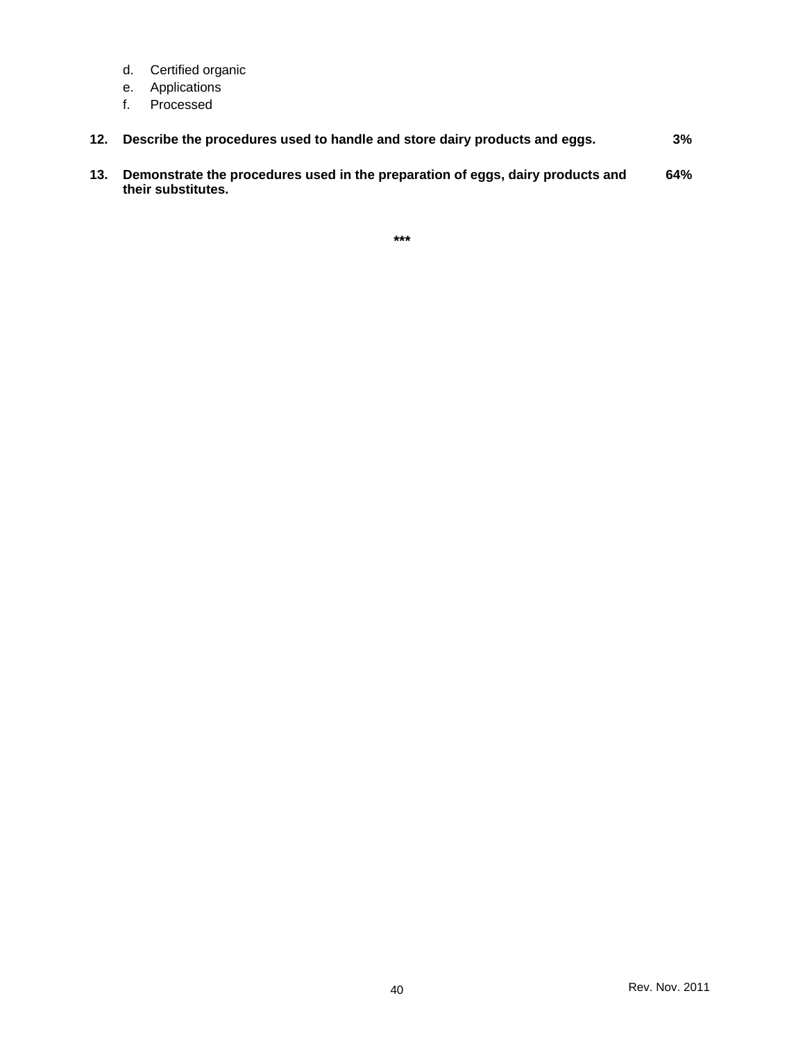d. Certified organic
e. Applications
f. Processed

**12. Describe the procedures used to handle and store dairy products and eggs. 3%**

**13. Demonstrate the procedures used in the preparation of eggs, dairy products and their substitutes. 64%**

***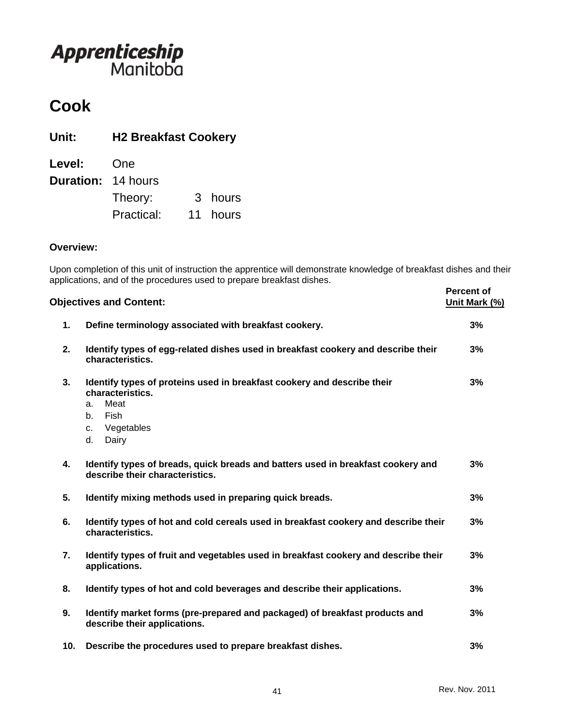**Apprenticeship** Manitoba

# Cook

## Unit: H2 Breakfast Cookery

**Level:** One

**Duration:** 14 hours

Theory: 3 hours

Practical: 11 hours

**Overview:**

Upon completion of this unit of instruction the apprentice will demonstrate knowledge of breakfast dishes and their applications, and of the procedures used to prepare breakfast dishes.

| **Objectives and Content:** | **Percent of Unit Mark (%)** |
|---|---|
| **1. Define terminology associated with breakfast cookery.** | **3%** |
| **2. Identify types of egg-related dishes used in breakfast cookery and describe their characteristics.** | **3%** |
| **3. Identify types of proteins used in breakfast cookery and describe their characteristics.**<br>a. Meat<br>b. Fish<br>c. Vegetables<br>d. Dairy | **3%** |
| **4. Identify types of breads, quick breads and batters used in breakfast cookery and describe their characteristics.** | **3%** |
| **5. Identify mixing methods used in preparing quick breads.** | **3%** |
| **6. Identify types of hot and cold cereals used in breakfast cookery and describe their characteristics.** | **3%** |
| **7. Identify types of fruit and vegetables used in breakfast cookery and describe their applications.** | **3%** |
| **8. Identify types of hot and cold beverages and describe their applications.** | **3%** |
| **9. Identify market forms (pre-prepared and packaged) of breakfast products and describe their applications.** | **3%** |
| **10. Describe the procedures used to prepare breakfast dishes.** | **3%** |

Rev. Nov. 2011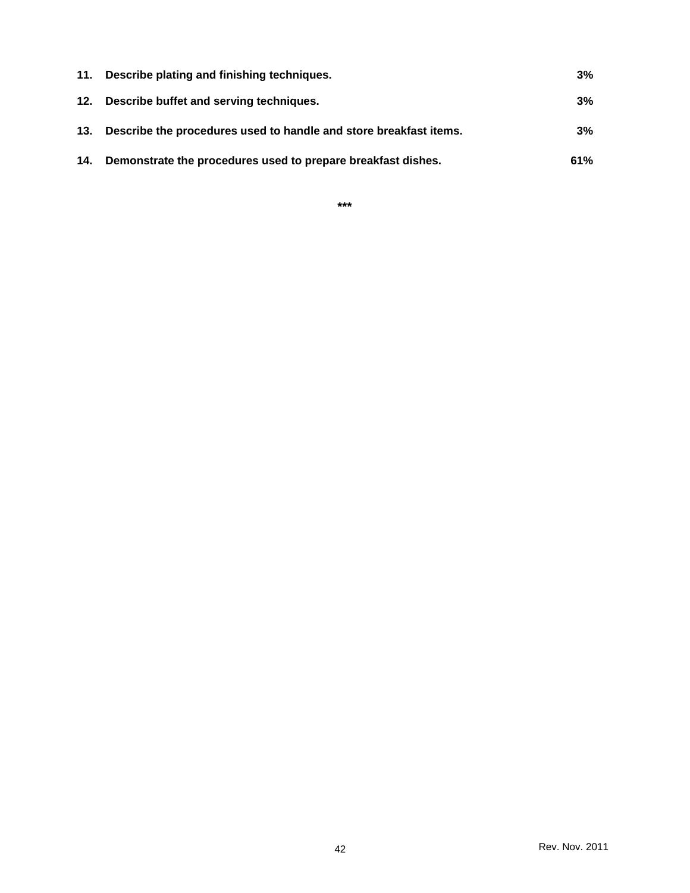**11. Describe plating and finishing techniques. 3%**

**12. Describe buffet and serving techniques. 3%**

**13. Describe the procedures used to handle and store breakfast items. 3%**

**14. Demonstrate the procedures used to prepare breakfast dishes. 61%**

\*\*\*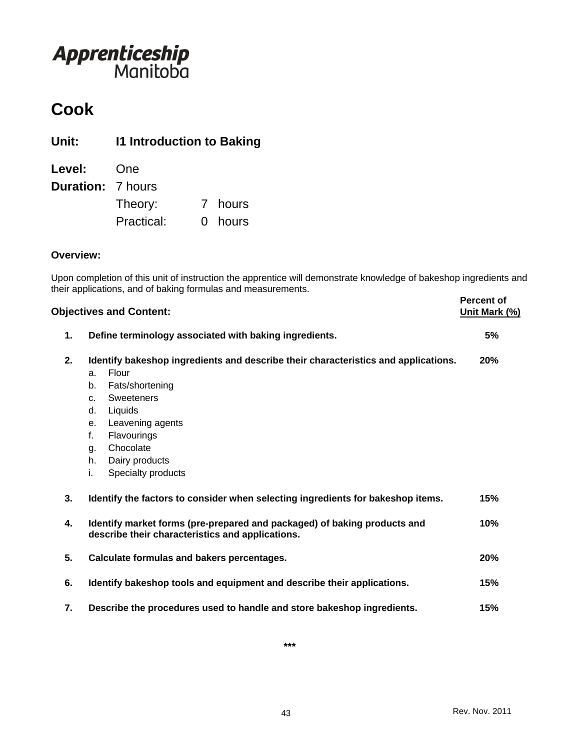Apprenticeship Manitoba

# Cook

## Unit: I1 Introduction to Baking

**Level:** One

**Duration:** 7 hours

Theory: 7 hours

Practical: 0 hours

### Overview:

Upon completion of this unit of instruction the apprentice will demonstrate knowledge of bakeshop ingredients and their applications, and of baking formulas and measurements.

| | Objectives and Content: | Percent of Unit Mark (%) |
|---|---|---|
| 1. | **Define terminology associated with baking ingredients.** | 5% |
| 2. | **Identify bakeshop ingredients and describe their characteristics and applications.**<br>a. Flour<br>b. Fats/shortening<br>c. Sweeteners<br>d. Liquids<br>e. Leavening agents<br>f. Flavourings<br>g. Chocolate<br>h. Dairy products<br>i. Specialty products | 20% |
| 3. | **Identify the factors to consider when selecting ingredients for bakeshop items.** | 15% |
| 4. | **Identify market forms (pre-prepared and packaged) of baking products and describe their characteristics and applications.** | 10% |
| 5. | **Calculate formulas and bakers percentages.** | 20% |
| 6. | **Identify bakeshop tools and equipment and describe their applications.** | 15% |
| 7. | **Describe the procedures used to handle and store bakeshop ingredients.** | 15% |

***

Rev. Nov. 2011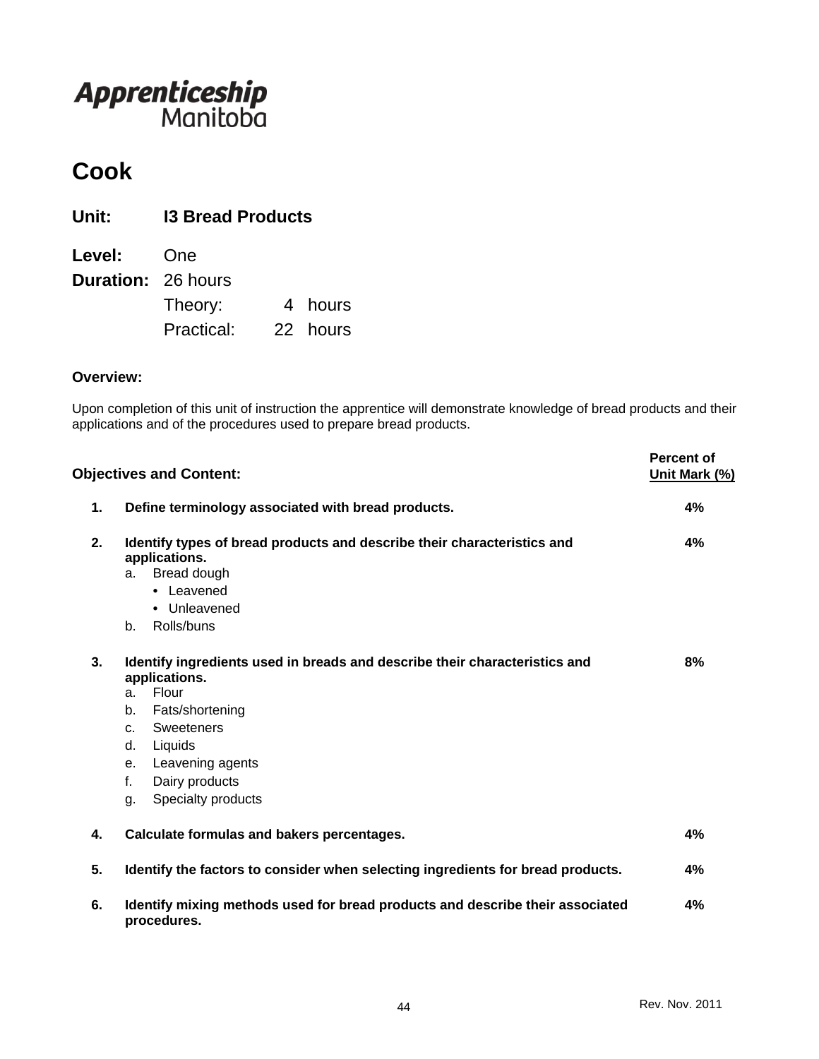Apprenticeship Manitoba

# Cook

## Unit: I3 Bread Products

**Level:** One

**Duration:** 26 hours

Theory: 4 hours

Practical: 22 hours

**Overview:**

Upon completion of this unit of instruction the apprentice will demonstrate knowledge of bread products and their applications and of the procedures used to prepare bread products.

| **Objectives and Content:** | **Percent of Unit Mark (%)** |
|---|---|
| **1. Define terminology associated with bread products.** | **4%** |
| **2. Identify types of bread products and describe their characteristics and applications.**<br>a. Bread dough<br>• Leavened<br>• Unleavened<br>b. Rolls/buns | **4%** |
| **3. Identify ingredients used in breads and describe their characteristics and applications.**<br>a. Flour<br>b. Fats/shortening<br>c. Sweeteners<br>d. Liquids<br>e. Leavening agents<br>f. Dairy products<br>g. Specialty products | **8%** |
| **4. Calculate formulas and bakers percentages.** | **4%** |
| **5. Identify the factors to consider when selecting ingredients for bread products.** | **4%** |
| **6. Identify mixing methods used for bread products and describe their associated procedures.** | **4%** |

Rev. Nov. 2011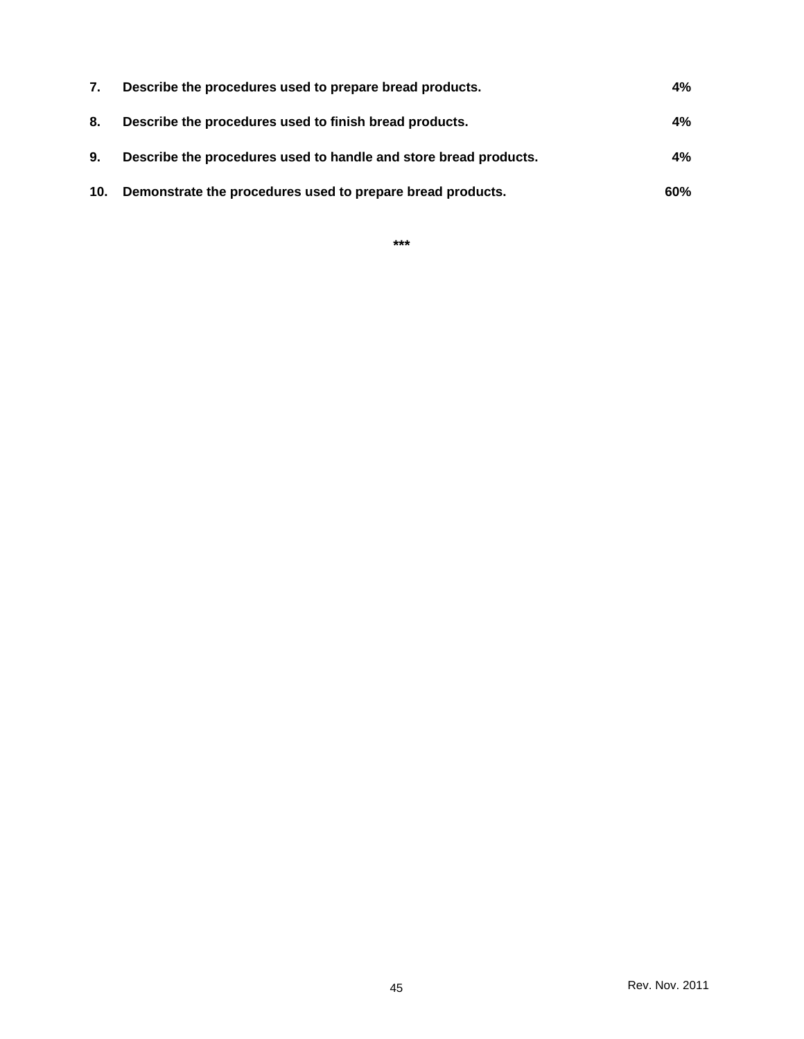| | | |
|---|---|---|
| **7.** | **Describe the procedures used to prepare bread products.** | **4%** |
| **8.** | **Describe the procedures used to finish bread products.** | **4%** |
| **9.** | **Describe the procedures used to handle and store bread products.** | **4%** |
| **10.** | **Demonstrate the procedures used to prepare bread products.** | **60%** |

**\*\*\***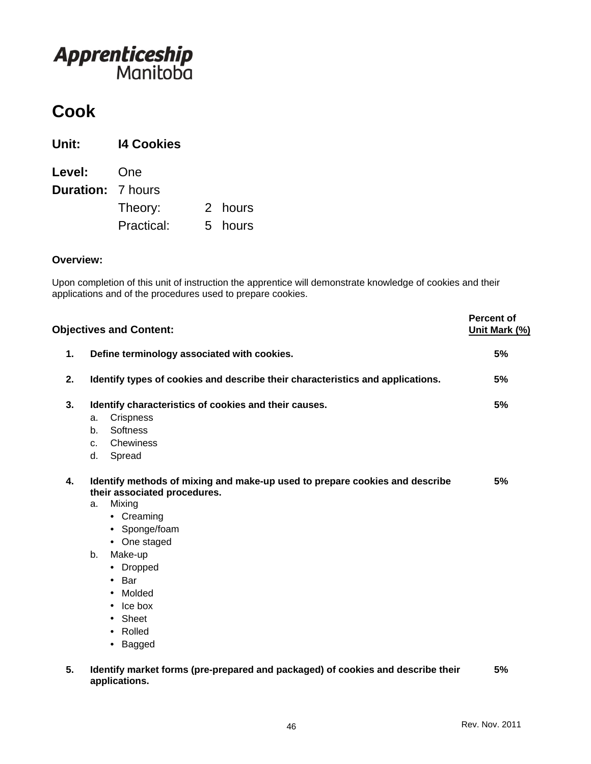Apprenticeship Manitoba

# Cook

**Unit:** **I4 Cookies**

**Level:** One

**Duration:** 7 hours

Theory: 2 hours

Practical: 5 hours

**Overview:**

Upon completion of this unit of instruction the apprentice will demonstrate knowledge of cookies and their applications and of the procedures used to prepare cookies.

| **Objectives and Content:** | **Percent of Unit Mark (%)** |
|---|---|
| **1. Define terminology associated with cookies.** | **5%** |
| **2. Identify types of cookies and describe their characteristics and applications.** | **5%** |
| **3. Identify characteristics of cookies and their causes.**<br>a. Crispness<br>b. Softness<br>c. Chewiness<br>d. Spread | **5%** |
| **4. Identify methods of mixing and make-up used to prepare cookies and describe their associated procedures.**<br>a. Mixing<br>• Creaming<br>• Sponge/foam<br>• One staged<br>b. Make-up<br>• Dropped<br>• Bar<br>• Molded<br>• Ice box<br>• Sheet<br>• Rolled<br>• Bagged | **5%** |
| **5. Identify market forms (pre-prepared and packaged) of cookies and describe their applications.** | **5%** |

Rev. Nov. 2011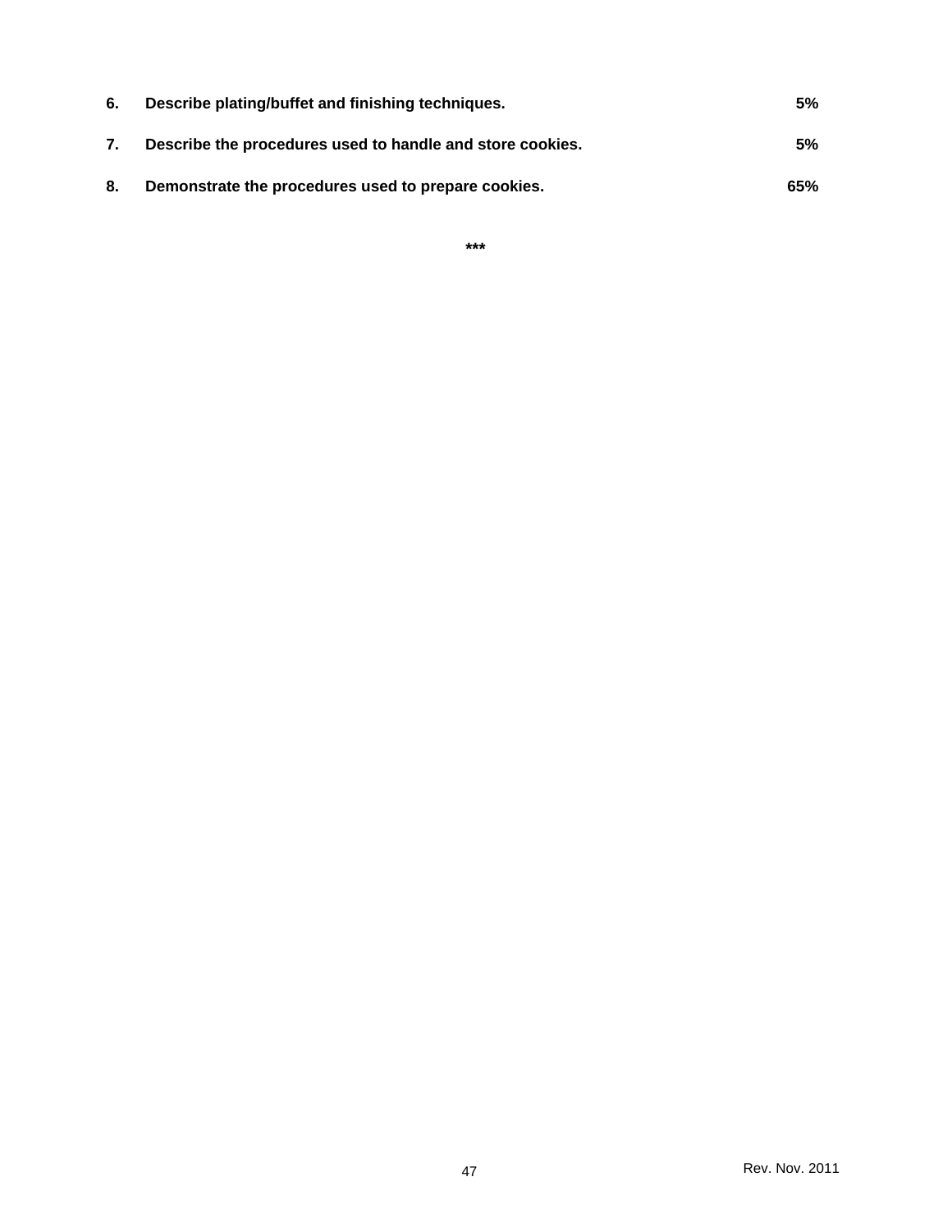| | | |
|---|---|---|
| **6.** | **Describe plating/buffet and finishing techniques.** | **5%** |
| **7.** | **Describe the procedures used to handle and store cookies.** | **5%** |
| **8.** | **Demonstrate the procedures used to prepare cookies.** | **65%** |

**\*\*\***

Rev. Nov. 2011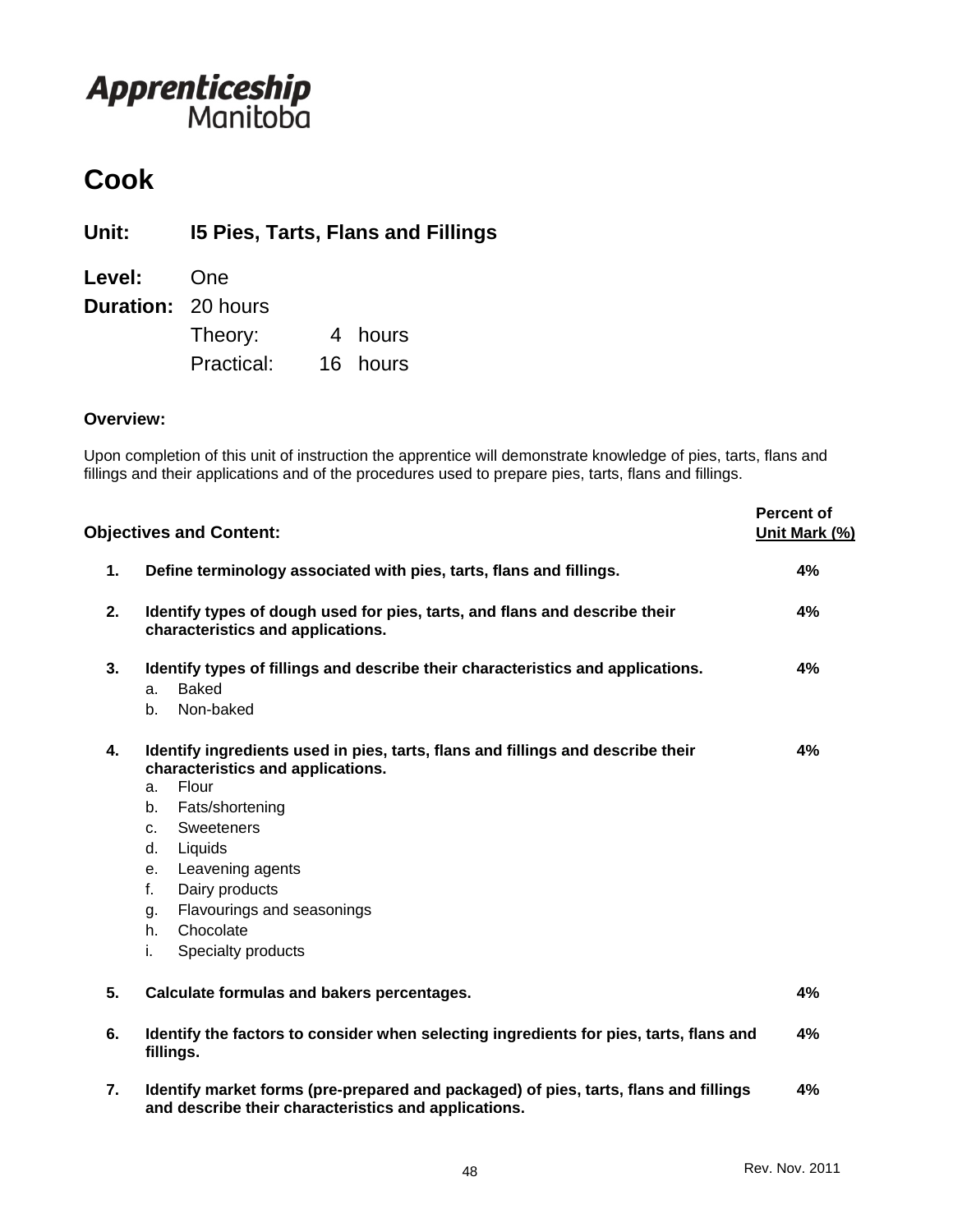Apprenticeship Manitoba

# Cook

## Unit: I5 Pies, Tarts, Flans and Fillings

**Level:** One

**Duration:** 20 hours

Theory: 4 hours

Practical: 16 hours

**Overview:**

Upon completion of this unit of instruction the apprentice will demonstrate knowledge of pies, tarts, flans and fillings and their applications and of the procedures used to prepare pies, tarts, flans and fillings.

| Objectives and Content: | Percent of Unit Mark (%) |
|---|---|
| **1. Define terminology associated with pies, tarts, flans and fillings.** | **4%** |
| **2. Identify types of dough used for pies, tarts, and flans and describe their characteristics and applications.** | **4%** |
| **3. Identify types of fillings and describe their characteristics and applications.**<br>a. Baked<br>b. Non-baked | **4%** |
| **4. Identify ingredients used in pies, tarts, flans and fillings and describe their characteristics and applications.**<br>a. Flour<br>b. Fats/shortening<br>c. Sweeteners<br>d. Liquids<br>e. Leavening agents<br>f. Dairy products<br>g. Flavourings and seasonings<br>h. Chocolate<br>i. Specialty products | **4%** |
| **5. Calculate formulas and bakers percentages.** | **4%** |
| **6. Identify the factors to consider when selecting ingredients for pies, tarts, flans and fillings.** | **4%** |
| **7. Identify market forms (pre-prepared and packaged) of pies, tarts, flans and fillings and describe their characteristics and applications.** | **4%** |

Rev. Nov. 2011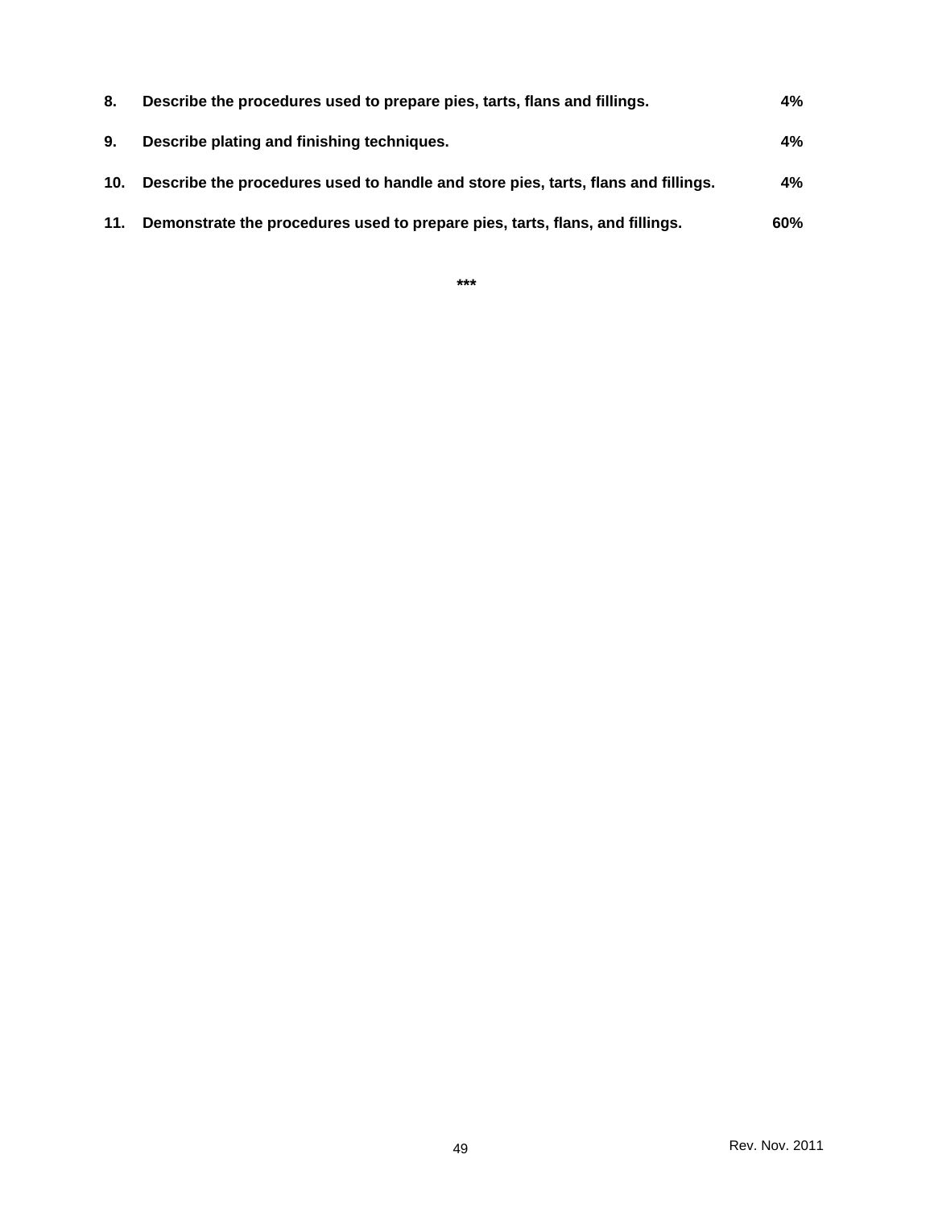| | | |
|---|---|---|
| **8.** | **Describe the procedures used to prepare pies, tarts, flans and fillings.** | **4%** |
| **9.** | **Describe plating and finishing techniques.** | **4%** |
| **10.** | **Describe the procedures used to handle and store pies, tarts, flans and fillings.** | **4%** |
| **11.** | **Demonstrate the procedures used to prepare pies, tarts, flans, and fillings.** | **60%** |

***